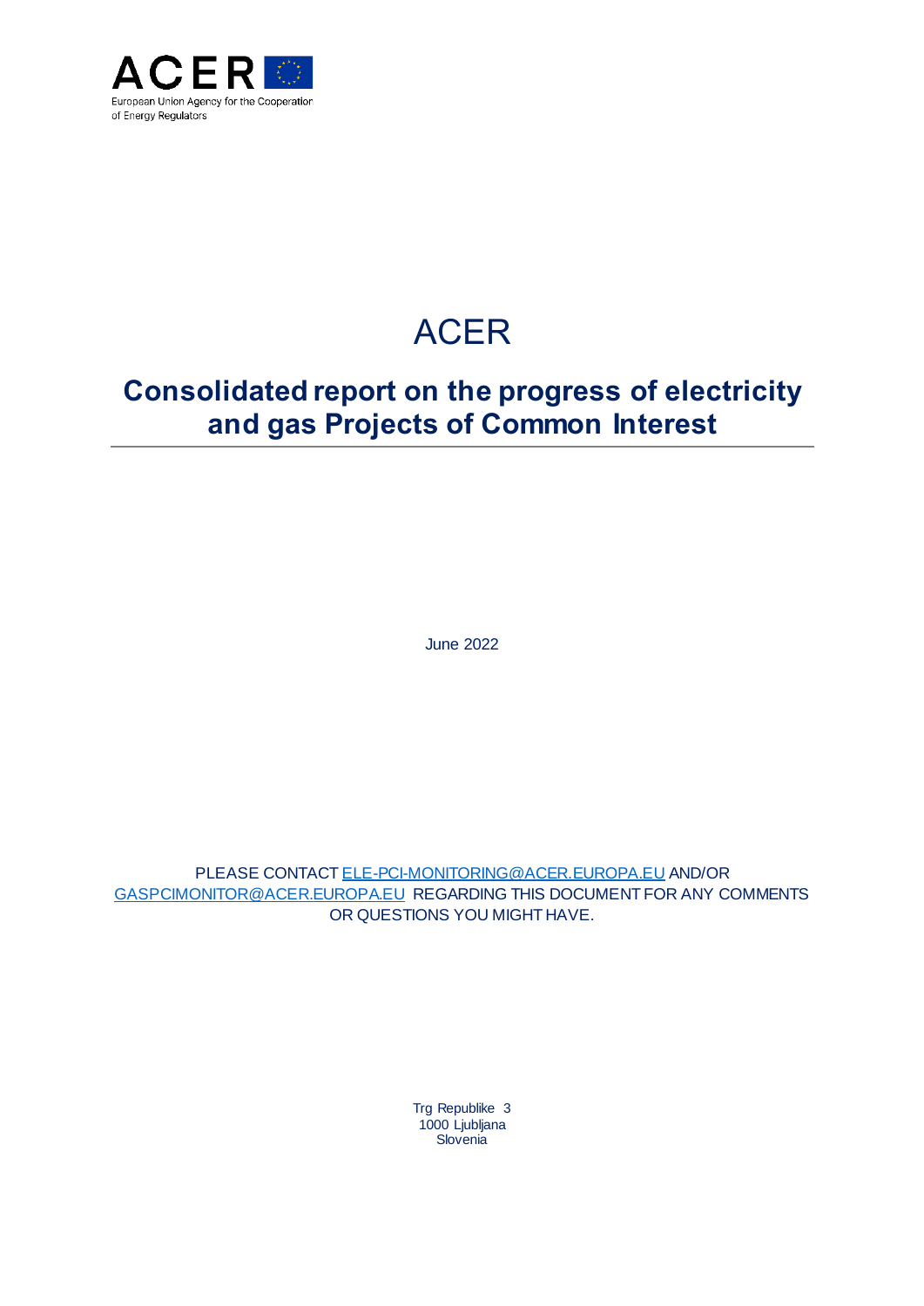ACER

European Union Agency for the Cooperation of Energy Regulators

# ACER

## Consolidated report on the progress of electricity and gas Projects of Common Interest

June 2022

PLEASE CONTACT ELE-PCI-MONITORING@ACER.EUROPA.EU AND/OR GASPCIMONITOR@ACER.EUROPA.EU REGARDING THIS DOCUMENT FOR ANY COMMENTS OR QUESTIONS YOU MIGHT HAVE.

Trg Republike 3
1000 Ljubljana
Slovenia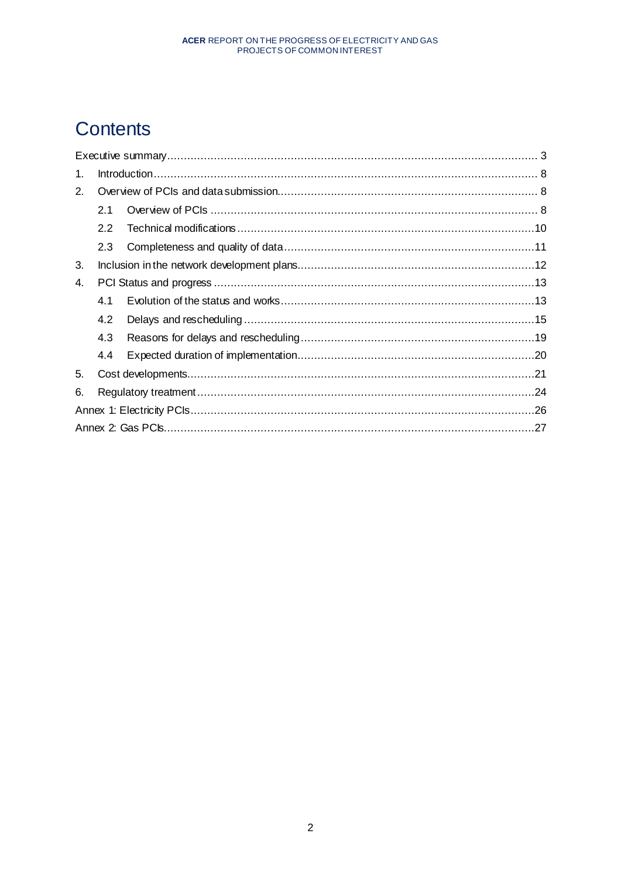# Contents

Executive summary .......... 3

1. Introduction .......... 8
2. Overview of PCIs and data submission .......... 8
   - 2.1 Overview of PCIs .......... 8
   - 2.2 Technical modifications .......... 10
   - 2.3 Completeness and quality of data .......... 11
3. Inclusion in the network development plans .......... 12
4. PCI Status and progress .......... 13
   - 4.1 Evolution of the status and works .......... 13
   - 4.2 Delays and rescheduling .......... 15
   - 4.3 Reasons for delays and rescheduling .......... 19
   - 4.4 Expected duration of implementation .......... 20
5. Cost developments .......... 21
6. Regulatory treatment .......... 24

Annex 1: Electricity PCIs .......... 26

Annex 2: Gas PCIs .......... 27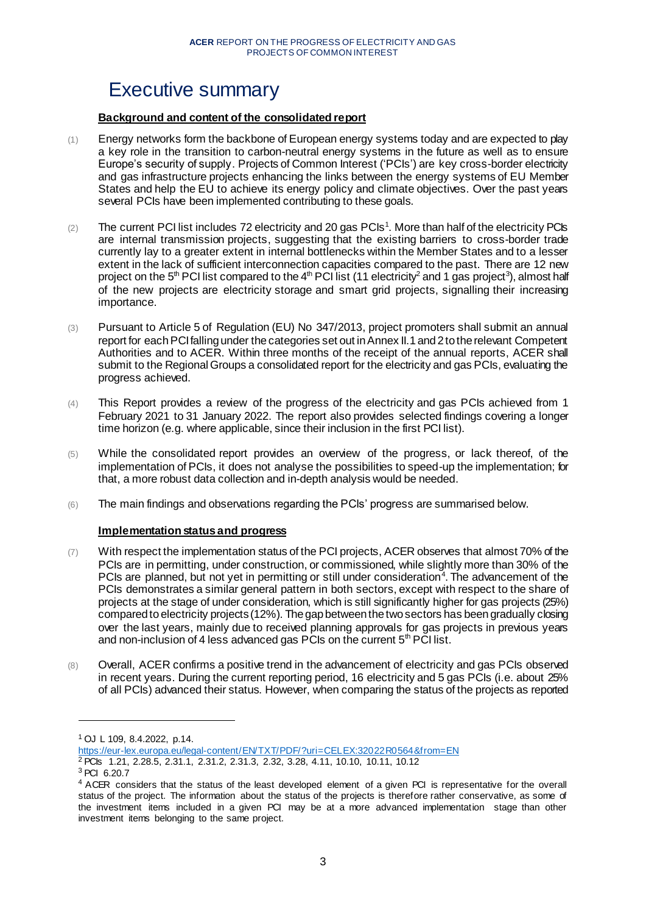# Executive summary

**Background and content of the consolidated report**

(1) Energy networks form the backbone of European energy systems today and are expected to play a key role in the transition to carbon-neutral energy systems in the future as well as to ensure Europe's security of supply. Projects of Common Interest ('PCIs') are key cross-border electricity and gas infrastructure projects enhancing the links between the energy systems of EU Member States and help the EU to achieve its energy policy and climate objectives. Over the past years several PCIs have been implemented contributing to these goals.

(2) The current PCI list includes 72 electricity and 20 gas PCIs[1]. More than half of the electricity PCIs are internal transmission projects, suggesting that the existing barriers to cross-border trade currently lay to a greater extent in internal bottlenecks within the Member States and to a lesser extent in the lack of sufficient interconnection capacities compared to the past. There are 12 new project on the 5th PCI list compared to the 4th PCI list (11 electricity[2] and 1 gas project[3]), almost half of the new projects are electricity storage and smart grid projects, signalling their increasing importance.

(3) Pursuant to Article 5 of Regulation (EU) No 347/2013, project promoters shall submit an annual report for each PCI falling under the categories set out in Annex II.1 and 2 to the relevant Competent Authorities and to ACER. Within three months of the receipt of the annual reports, ACER shall submit to the Regional Groups a consolidated report for the electricity and gas PCIs, evaluating the progress achieved.

(4) This Report provides a review of the progress of the electricity and gas PCIs achieved from 1 February 2021 to 31 January 2022. The report also provides selected findings covering a longer time horizon (e.g. where applicable, since their inclusion in the first PCI list).

(5) While the consolidated report provides an overview of the progress, or lack thereof, of the implementation of PCIs, it does not analyse the possibilities to speed-up the implementation; for that, a more robust data collection and in-depth analysis would be needed.

(6) The main findings and observations regarding the PCIs' progress are summarised below.

**Implementation status and progress**

(7) With respect the implementation status of the PCI projects, ACER observes that almost 70% of the PCIs are in permitting, under construction, or commissioned, while slightly more than 30% of the PCIs are planned, but not yet in permitting or still under consideration[4]. The advancement of the PCIs demonstrates a similar general pattern in both sectors, except with respect to the share of projects at the stage of under consideration, which is still significantly higher for gas projects (25%) compared to electricity projects (12%). The gap between the two sectors has been gradually closing over the last years, mainly due to received planning approvals for gas projects in previous years and non-inclusion of 4 less advanced gas PCIs on the current 5th PCI list.

(8) Overall, ACER confirms a positive trend in the advancement of electricity and gas PCIs observed in recent years. During the current reporting period, 16 electricity and 5 gas PCIs (i.e. about 25% of all PCIs) advanced their status. However, when comparing the status of the projects as reported

---

[1] OJ L 109, 8.4.2022, p.14. https://eur-lex.europa.eu/legal-content/EN/TXT/PDF/?uri=CELEX:32022R0564&from=EN

[2] PCIs 1.21, 2.28.5, 2.31.1, 2.31.2, 2.31.3, 2.32, 3.28, 4.11, 10.10, 10.11, 10.12

[3] PCI 6.20.7

[4] ACER considers that the status of the least developed element of a given PCI is representative for the overall status of the project. The information about the status of the projects is therefore rather conservative, as some of the investment items included in a given PCI may be at a more advanced implementation stage than other investment items belonging to the same project.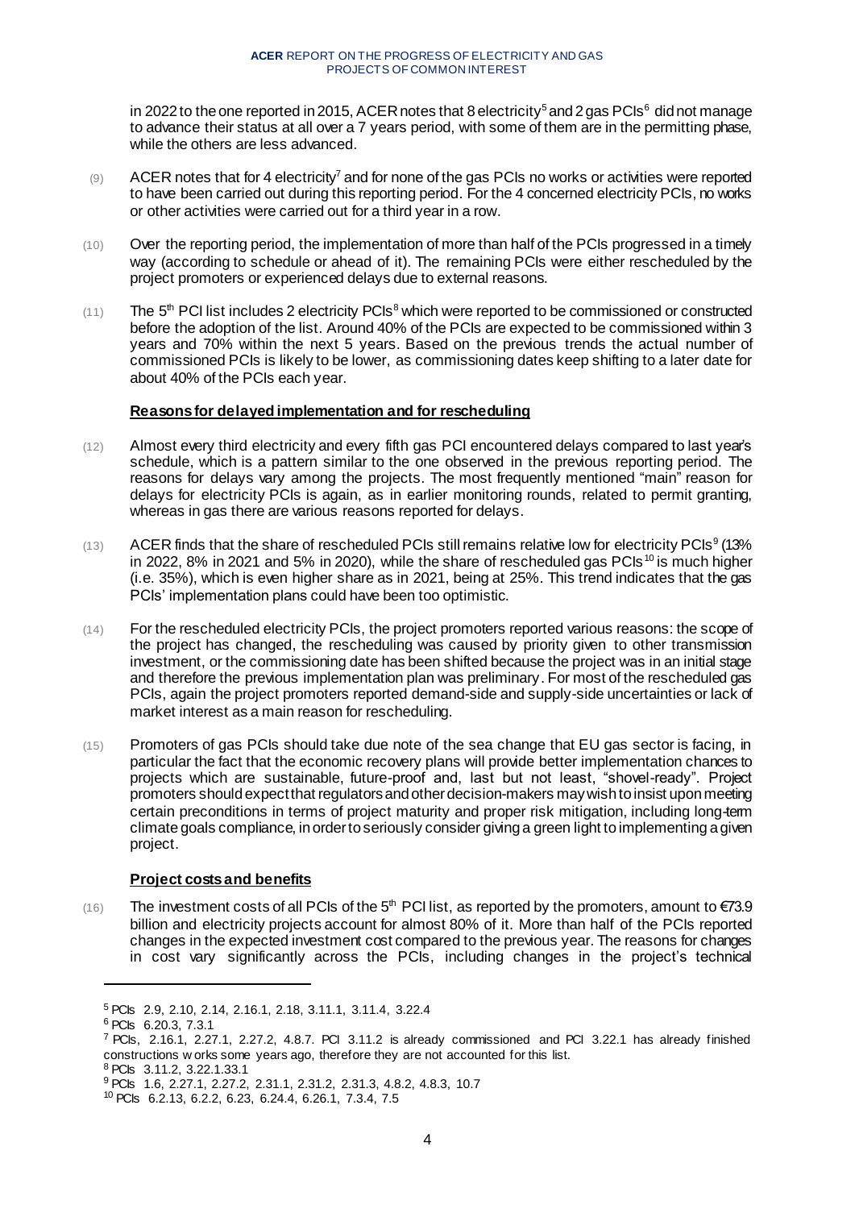in 2022 to the one reported in 2015, ACER notes that 8 electricity[5] and 2 gas PCIs[6] did not manage to advance their status at all over a 7 years period, with some of them are in the permitting phase, while the others are less advanced.

(9) ACER notes that for 4 electricity[7] and for none of the gas PCIs no works or activities were reported to have been carried out during this reporting period. For the 4 concerned electricity PCIs, no works or other activities were carried out for a third year in a row.

(10) Over the reporting period, the implementation of more than half of the PCIs progressed in a timely way (according to schedule or ahead of it). The remaining PCIs were either rescheduled by the project promoters or experienced delays due to external reasons.

(11) The 5th PCI list includes 2 electricity PCIs[8] which were reported to be commissioned or constructed before the adoption of the list. Around 40% of the PCIs are expected to be commissioned within 3 years and 70% within the next 5 years. Based on the previous trends the actual number of commissioned PCIs is likely to be lower, as commissioning dates keep shifting to a later date for about 40% of the PCIs each year.

**Reasons for delayed implementation and for rescheduling**

(12) Almost every third electricity and every fifth gas PCI encountered delays compared to last year's schedule, which is a pattern similar to the one observed in the previous reporting period. The reasons for delays vary among the projects. The most frequently mentioned "main" reason for delays for electricity PCIs is again, as in earlier monitoring rounds, related to permit granting, whereas in gas there are various reasons reported for delays.

(13) ACER finds that the share of rescheduled PCIs still remains relative low for electricity PCIs[9] (13% in 2022, 8% in 2021 and 5% in 2020), while the share of rescheduled gas PCIs[10] is much higher (i.e. 35%), which is even higher share as in 2021, being at 25%. This trend indicates that the gas PCIs' implementation plans could have been too optimistic.

(14) For the rescheduled electricity PCIs, the project promoters reported various reasons: the scope of the project has changed, the rescheduling was caused by priority given to other transmission investment, or the commissioning date has been shifted because the project was in an initial stage and therefore the previous implementation plan was preliminary. For most of the rescheduled gas PCIs, again the project promoters reported demand-side and supply-side uncertainties or lack of market interest as a main reason for rescheduling.

(15) Promoters of gas PCIs should take due note of the sea change that EU gas sector is facing, in particular the fact that the economic recovery plans will provide better implementation chances to projects which are sustainable, future-proof and, last but not least, "shovel-ready". Project promoters should expect that regulators and other decision-makers may wish to insist upon meeting certain preconditions in terms of project maturity and proper risk mitigation, including long-term climate goals compliance, in order to seriously consider giving a green light to implementing a given project.

**Project costs and benefits**

(16) The investment costs of all PCIs of the 5th PCI list, as reported by the promoters, amount to €73.9 billion and electricity projects account for almost 80% of it. More than half of the PCIs reported changes in the expected investment cost compared to the previous year. The reasons for changes in cost vary significantly across the PCIs, including changes in the project's technical

---

[5] PCIs 2.9, 2.10, 2.14, 2.16.1, 2.18, 3.11.1, 3.11.4, 3.22.4

[6] PCIs 6.20.3, 7.3.1

[7] PCIs, 2.16.1, 2.27.1, 2.27.2, 4.8.7. PCI 3.11.2 is already commissioned and PCI 3.22.1 has already finished constructions works some years ago, therefore they are not accounted for this list.

[8] PCIs 3.11.2, 3.22.1.33.1

[9] PCIs 1.6, 2.27.1, 2.27.2, 2.31.1, 2.31.2, 2.31.3, 4.8.2, 4.8.3, 10.7

[10] PCIs 6.2.13, 6.2.2, 6.23, 6.24.4, 6.26.1, 7.3.4, 7.5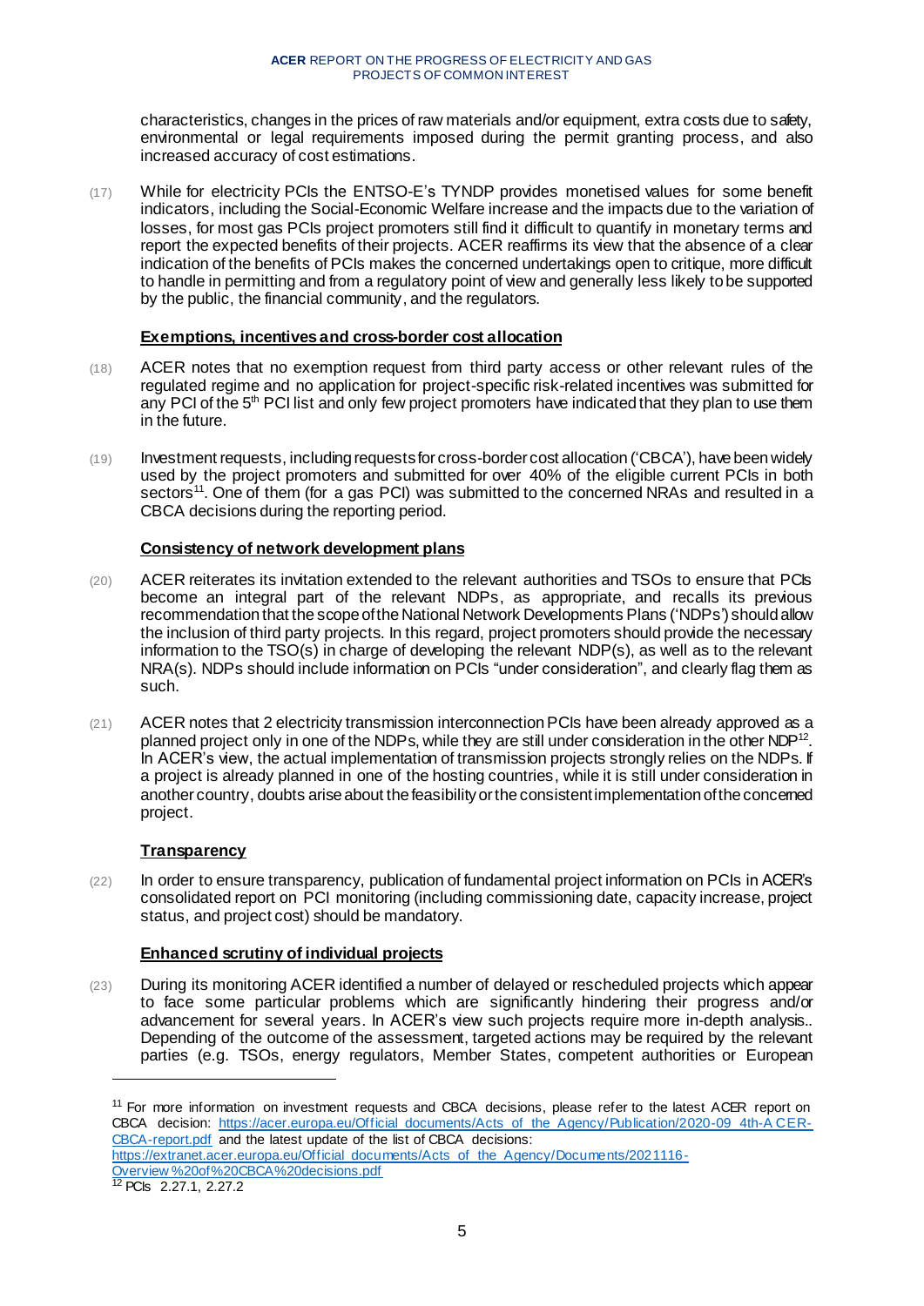characteristics, changes in the prices of raw materials and/or equipment, extra costs due to safety, environmental or legal requirements imposed during the permit granting process, and also increased accuracy of cost estimations.

(17) While for electricity PCIs the ENTSO-E's TYNDP provides monetised values for some benefit indicators, including the Social-Economic Welfare increase and the impacts due to the variation of losses, for most gas PCIs project promoters still find it difficult to quantify in monetary terms and report the expected benefits of their projects. ACER reaffirms its view that the absence of a clear indication of the benefits of PCIs makes the concerned undertakings open to critique, more difficult to handle in permitting and from a regulatory point of view and generally less likely to be supported by the public, the financial community, and the regulators.

**Exemptions, incentives and cross-border cost allocation**

(18) ACER notes that no exemption request from third party access or other relevant rules of the regulated regime and no application for project-specific risk-related incentives was submitted for any PCI of the 5th PCI list and only few project promoters have indicated that they plan to use them in the future.

(19) Investment requests, including requests for cross-border cost allocation ('CBCA'), have been widely used by the project promoters and submitted for over 40% of the eligible current PCIs in both sectors[11]. One of them (for a gas PCI) was submitted to the concerned NRAs and resulted in a CBCA decisions during the reporting period.

**Consistency of network development plans**

(20) ACER reiterates its invitation extended to the relevant authorities and TSOs to ensure that PCIs become an integral part of the relevant NDPs, as appropriate, and recalls its previous recommendation that the scope of the National Network Developments Plans ('NDPs') should allow the inclusion of third party projects. In this regard, project promoters should provide the necessary information to the TSO(s) in charge of developing the relevant NDP(s), as well as to the relevant NRA(s). NDPs should include information on PCIs "under consideration", and clearly flag them as such.

(21) ACER notes that 2 electricity transmission interconnection PCIs have been already approved as a planned project only in one of the NDPs, while they are still under consideration in the other NDP[12]. In ACER's view, the actual implementation of transmission projects strongly relies on the NDPs. If a project is already planned in one of the hosting countries, while it is still under consideration in another country, doubts arise about the feasibility or the consistent implementation of the concerned project.

**Transparency**

(22) In order to ensure transparency, publication of fundamental project information on PCIs in ACER's consolidated report on PCI monitoring (including commissioning date, capacity increase, project status, and project cost) should be mandatory.

**Enhanced scrutiny of individual projects**

(23) During its monitoring ACER identified a number of delayed or rescheduled projects which appear to face some particular problems which are significantly hindering their progress and/or advancement for several years. In ACER's view such projects require more in-depth analysis.. Depending of the outcome of the assessment, targeted actions may be required by the relevant parties (e.g. TSOs, energy regulators, Member States, competent authorities or European

---

[11] For more information on investment requests and CBCA decisions, please refer to the latest ACER report on CBCA decision: https://acer.europa.eu/Official_documents/Acts_of_the_Agency/Publication/2020-09_4th-ACER-CBCA-report.pdf and the latest update of the list of CBCA decisions: https://extranet.acer.europa.eu/Official_documents/Acts_of_the_Agency/Documents/2021116-Overview%20of%20CBCA%20decisions.pdf

[12] PCIs 2.27.1, 2.27.2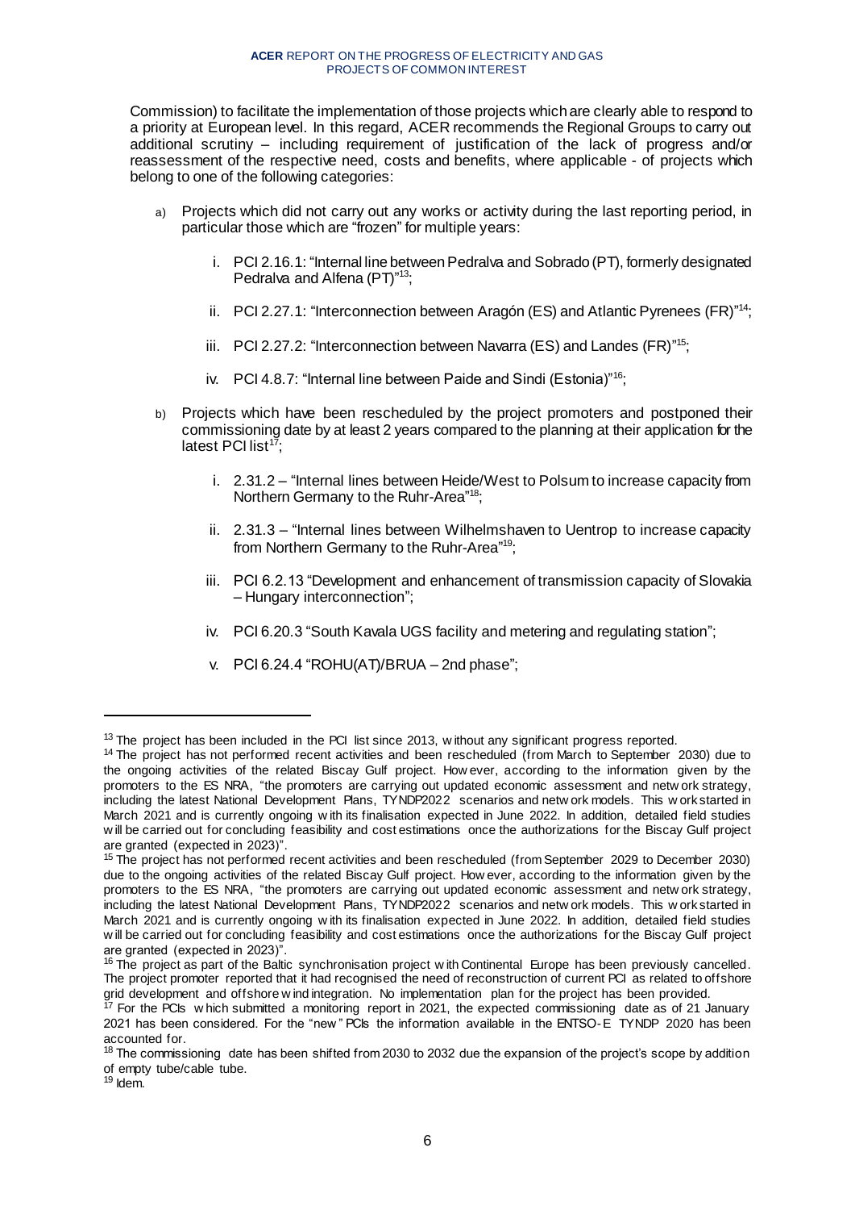Commission) to facilitate the implementation of those projects which are clearly able to respond to a priority at European level. In this regard, ACER recommends the Regional Groups to carry out additional scrutiny – including requirement of justification of the lack of progress and/or reassessment of the respective need, costs and benefits, where applicable - of projects which belong to one of the following categories:

a) Projects which did not carry out any works or activity during the last reporting period, in particular those which are "frozen" for multiple years:

   i. PCI 2.16.1: "Internal line between Pedralva and Sobrado (PT), formerly designated Pedralva and Alfena (PT)"[13];

   ii. PCI 2.27.1: "Interconnection between Aragón (ES) and Atlantic Pyrenees (FR)"[14];

   iii. PCI 2.27.2: "Interconnection between Navarra (ES) and Landes (FR)"[15];

   iv. PCI 4.8.7: "Internal line between Paide and Sindi (Estonia)"[16];

b) Projects which have been rescheduled by the project promoters and postponed their commissioning date by at least 2 years compared to the planning at their application for the latest PCI list[17];

   i. 2.31.2 – "Internal lines between Heide/West to Polsum to increase capacity from Northern Germany to the Ruhr-Area"[18];

   ii. 2.31.3 – "Internal lines between Wilhelmshaven to Uentrop to increase capacity from Northern Germany to the Ruhr-Area"[19];

   iii. PCI 6.2.13 "Development and enhancement of transmission capacity of Slovakia – Hungary interconnection";

   iv. PCI 6.20.3 "South Kavala UGS facility and metering and regulating station";

   v. PCI 6.24.4 "ROHU(AT)/BRUA – 2nd phase";

---

[13] The project has been included in the PCI list since 2013, without any significant progress reported.

[14] The project has not performed recent activities and been rescheduled (from March to September 2030) due to the ongoing activities of the related Biscay Gulf project. However, according to the information given by the promoters to the ES NRA, "the promoters are carrying out updated economic assessment and network strategy, including the latest National Development Plans, TYNDP2022 scenarios and network models. This work started in March 2021 and is currently ongoing with its finalisation expected in June 2022. In addition, detailed field studies will be carried out for concluding feasibility and cost estimations once the authorizations for the Biscay Gulf project are granted (expected in 2023)".

[15] The project has not performed recent activities and been rescheduled (from September 2029 to December 2030) due to the ongoing activities of the related Biscay Gulf project. However, according to the information given by the promoters to the ES NRA, "the promoters are carrying out updated economic assessment and network strategy, including the latest National Development Plans, TYNDP2022 scenarios and network models. This work started in March 2021 and is currently ongoing with its finalisation expected in June 2022. In addition, detailed field studies will be carried out for concluding feasibility and cost estimations once the authorizations for the Biscay Gulf project are granted (expected in 2023)".

[16] The project as part of the Baltic synchronisation project with Continental Europe has been previously cancelled. The project promoter reported that it had recognised the need of reconstruction of current PCI as related to offshore grid development and offshore wind integration. No implementation plan for the project has been provided.

[17] For the PCIs which submitted a monitoring report in 2021, the expected commissioning date as of 21 January 2021 has been considered. For the "new" PCIs the information available in the ENTSO-E TYNDP 2020 has been accounted for.

[18] The commissioning date has been shifted from 2030 to 2032 due the expansion of the project's scope by addition of empty tube/cable tube.

[19] Idem.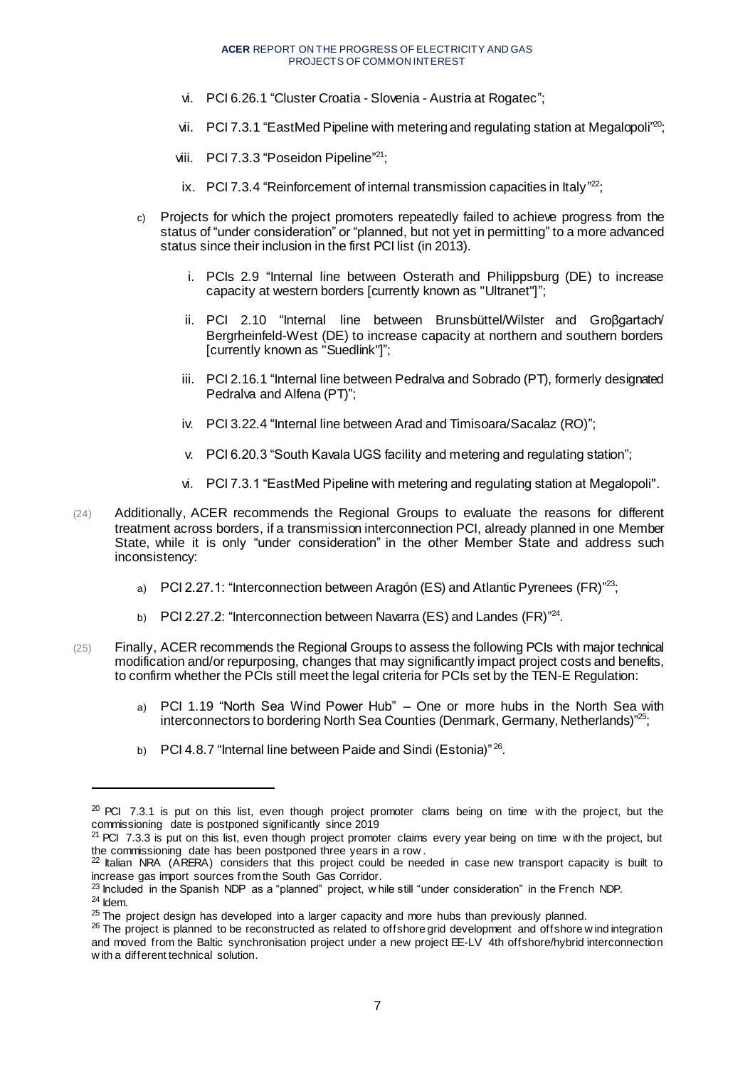vi. PCI 6.26.1 “Cluster Croatia - Slovenia - Austria at Rogatec”;

vii. PCI 7.3.1 “EastMed Pipeline with metering and regulating station at Megalopoli”[20];

viii. PCI 7.3.3 “Poseidon Pipeline”[21];

ix. PCI 7.3.4 “Reinforcement of internal transmission capacities in Italy”[22];

c) Projects for which the project promoters repeatedly failed to achieve progress from the status of “under consideration” or “planned, but not yet in permitting” to a more advanced status since their inclusion in the first PCI list (in 2013).

i. PCIs 2.9 “Internal line between Osterath and Philippsburg (DE) to increase capacity at western borders [currently known as "Ultranet"]”;

ii. PCI 2.10 “Internal line between Brunsbüttel/Wilster and Groβgartach/ Bergrheinfeld-West (DE) to increase capacity at northern and southern borders [currently known as "Suedlink"]”;

iii. PCI 2.16.1 “Internal line between Pedralva and Sobrado (PT), formerly designated Pedralva and Alfena (PT)”;

iv. PCI 3.22.4 “Internal line between Arad and Timisoara/Sacalaz (RO)”;

v. PCI 6.20.3 “South Kavala UGS facility and metering and regulating station”;

vi. PCI 7.3.1 “EastMed Pipeline with metering and regulating station at Megalopoli".

(24) Additionally, ACER recommends the Regional Groups to evaluate the reasons for different treatment across borders, if a transmission interconnection PCI, already planned in one Member State, while it is only “under consideration” in the other Member State and address such inconsistency:

a) PCI 2.27.1: “Interconnection between Aragón (ES) and Atlantic Pyrenees (FR)”[23];

b) PCI 2.27.2: “Interconnection between Navarra (ES) and Landes (FR)”[24].

(25) Finally, ACER recommends the Regional Groups to assess the following PCIs with major technical modification and/or repurposing, changes that may significantly impact project costs and benefits, to confirm whether the PCIs still meet the legal criteria for PCIs set by the TEN-E Regulation:

a) PCI 1.19 “North Sea Wind Power Hub” – One or more hubs in the North Sea with interconnectors to bordering North Sea Counties (Denmark, Germany, Netherlands)”[25];

b) PCI 4.8.7 “Internal line between Paide and Sindi (Estonia)” [26].

---

[20] PCI 7.3.1 is put on this list, even though project promoter clams being on time with the project, but the commissioning date is postponed significantly since 2019

[21] PCI 7.3.3 is put on this list, even though project promoter claims every year being on time with the project, but the commissioning date has been postponed three years in a row.

[22] Italian NRA (ARERA) considers that this project could be needed in case new transport capacity is built to increase gas import sources from the South Gas Corridor.

[23] Included in the Spanish NDP as a “planned” project, while still “under consideration” in the French NDP.

[24] Idem.

[25] The project design has developed into a larger capacity and more hubs than previously planned.

[26] The project is planned to be reconstructed as related to offshore grid development and offshore wind integration and moved from the Baltic synchronisation project under a new project EE-LV 4th offshore/hybrid interconnection with a different technical solution.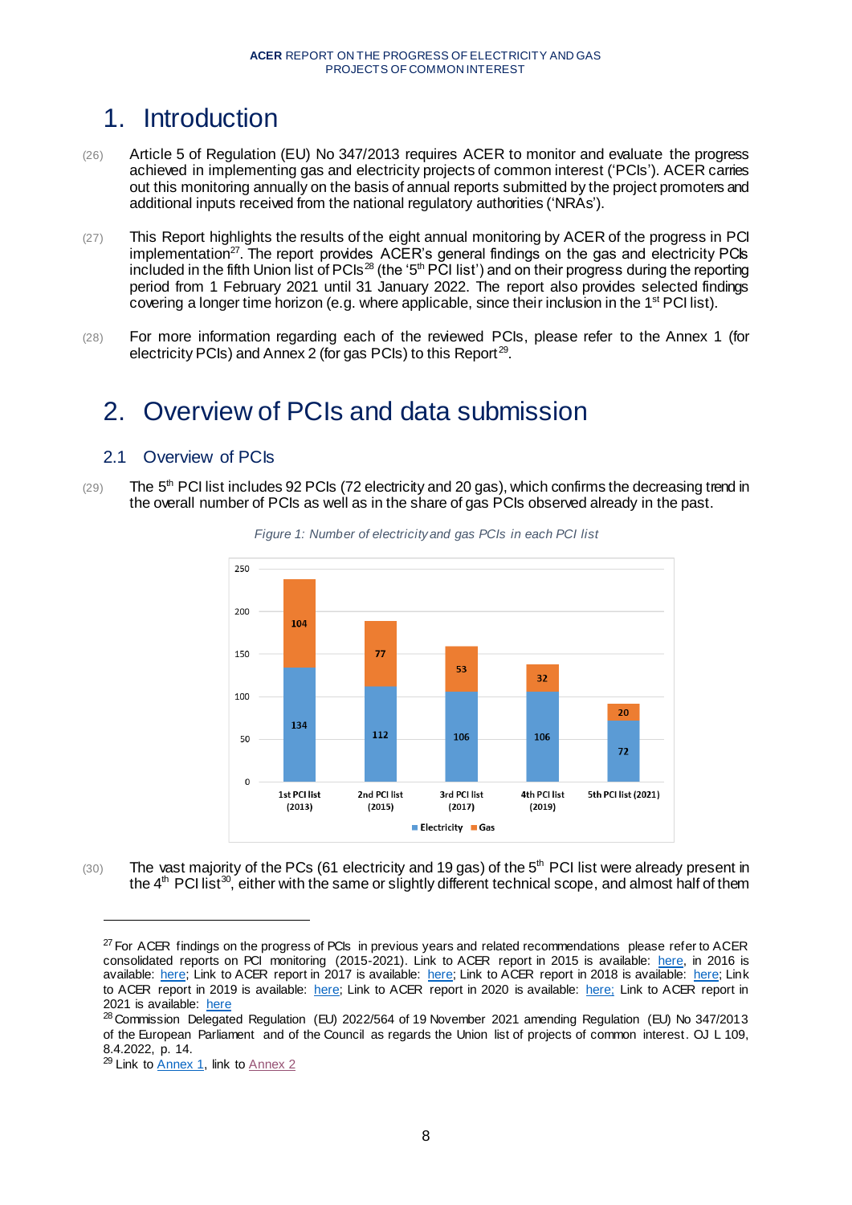# 1. Introduction

(26) Article 5 of Regulation (EU) No 347/2013 requires ACER to monitor and evaluate the progress achieved in implementing gas and electricity projects of common interest ('PCIs'). ACER carries out this monitoring annually on the basis of annual reports submitted by the project promoters and additional inputs received from the national regulatory authorities ('NRAs').

(27) This Report highlights the results of the eight annual monitoring by ACER of the progress in PCI implementation[27]. The report provides ACER's general findings on the gas and electricity PCIs included in the fifth Union list of PCIs[28] (the '5th PCI list') and on their progress during the reporting period from 1 February 2021 until 31 January 2022. The report also provides selected findings covering a longer time horizon (e.g. where applicable, since their inclusion in the 1st PCI list).

(28) For more information regarding each of the reviewed PCIs, please refer to the Annex 1 (for electricity PCIs) and Annex 2 (for gas PCIs) to this Report[29].

# 2. Overview of PCIs and data submission

## 2.1 Overview of PCIs

(29) The 5th PCI list includes 92 PCIs (72 electricity and 20 gas), which confirms the decreasing trend in the overall number of PCIs as well as in the share of gas PCIs observed already in the past.

*Figure 1: Number of electricity and gas PCIs in each PCI list*

| PCI list | Electricity | Gas |
|---|---|---|
| 1st PCI list (2013) | 134 | 104 |
| 2nd PCI list (2015) | 112 | 77 |
| 3rd PCI list (2017) | 106 | 53 |
| 4th PCI list (2019) | 106 | 32 |
| 5th PCI list (2021) | 72 | 20 |

(30) The vast majority of the PCs (61 electricity and 19 gas) of the 5th PCI list were already present in the 4th PCI list[30], either with the same or slightly different technical scope, and almost half of them

---

[27] For ACER findings on the progress of PCIs in previous years and related recommendations please refer to ACER consolidated reports on PCI monitoring (2015-2021). Link to ACER report in 2015 is available: here, in 2016 is available: here; Link to ACER report in 2017 is available: here; Link to ACER report in 2018 is available: here; Link to ACER report in 2019 is available: here; Link to ACER report in 2020 is available: here; Link to ACER report in 2021 is available: here

[28] Commission Delegated Regulation (EU) 2022/564 of 19 November 2021 amending Regulation (EU) No 347/2013 of the European Parliament and of the Council as regards the Union list of projects of common interest. OJ L 109, 8.4.2022, p. 14.

[29] Link to Annex 1, link to Annex 2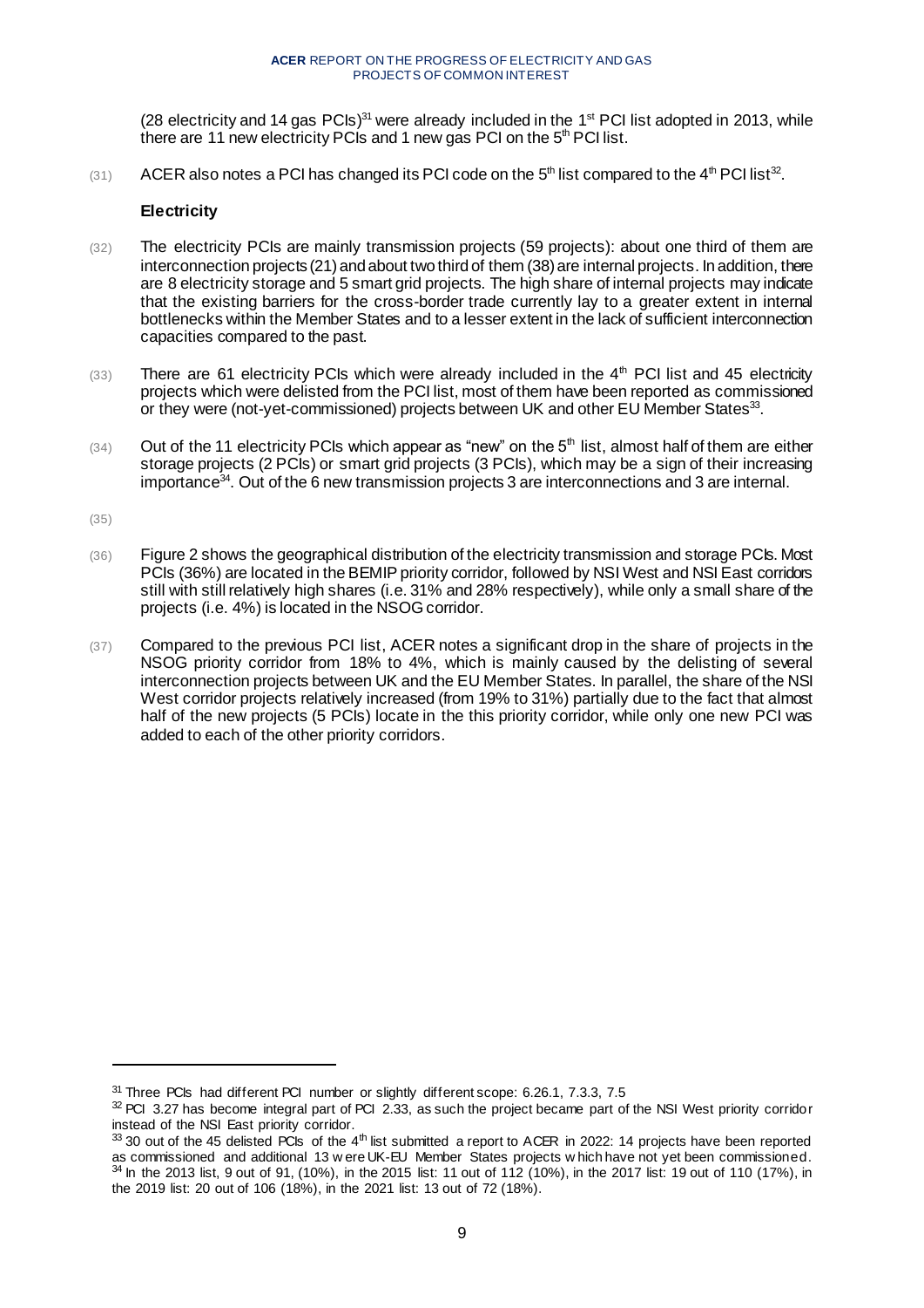(28 electricity and 14 gas PCIs)[31] were already included in the 1st PCI list adopted in 2013, while there are 11 new electricity PCIs and 1 new gas PCI on the 5th PCI list.

(31) ACER also notes a PCI has changed its PCI code on the 5th list compared to the 4th PCI list[32].

**Electricity**

(32) The electricity PCIs are mainly transmission projects (59 projects): about one third of them are interconnection projects (21) and about two third of them (38) are internal projects. In addition, there are 8 electricity storage and 5 smart grid projects. The high share of internal projects may indicate that the existing barriers for the cross-border trade currently lay to a greater extent in internal bottlenecks within the Member States and to a lesser extent in the lack of sufficient interconnection capacities compared to the past.

(33) There are 61 electricity PCIs which were already included in the 4th PCI list and 45 electricity projects which were delisted from the PCI list, most of them have been reported as commissioned or they were (not-yet-commissioned) projects between UK and other EU Member States[33].

(34) Out of the 11 electricity PCIs which appear as "new" on the 5th list, almost half of them are either storage projects (2 PCIs) or smart grid projects (3 PCIs), which may be a sign of their increasing importance[34]. Out of the 6 new transmission projects 3 are interconnections and 3 are internal.

(35)

(36) Figure 2 shows the geographical distribution of the electricity transmission and storage PCIs. Most PCIs (36%) are located in the BEMIP priority corridor, followed by NSI West and NSI East corridors still with still relatively high shares (i.e. 31% and 28% respectively), while only a small share of the projects (i.e. 4%) is located in the NSOG corridor.

(37) Compared to the previous PCI list, ACER notes a significant drop in the share of projects in the NSOG priority corridor from 18% to 4%, which is mainly caused by the delisting of several interconnection projects between UK and the EU Member States. In parallel, the share of the NSI West corridor projects relatively increased (from 19% to 31%) partially due to the fact that almost half of the new projects (5 PCIs) locate in the this priority corridor, while only one new PCI was added to each of the other priority corridors.

---

[31] Three PCIs had different PCI number or slightly different scope: 6.26.1, 7.3.3, 7.5

[32] PCI 3.27 has become integral part of PCI 2.33, as such the project became part of the NSI West priority corridor instead of the NSI East priority corridor.

[33] 30 out of the 45 delisted PCIs of the 4th list submitted a report to ACER in 2022: 14 projects have been reported as commissioned and additional 13 were UK-EU Member States projects which have not yet been commissioned.

[34] In the 2013 list, 9 out of 91, (10%), in the 2015 list: 11 out of 112 (10%), in the 2017 list: 19 out of 110 (17%), in the 2019 list: 20 out of 106 (18%), in the 2021 list: 13 out of 72 (18%).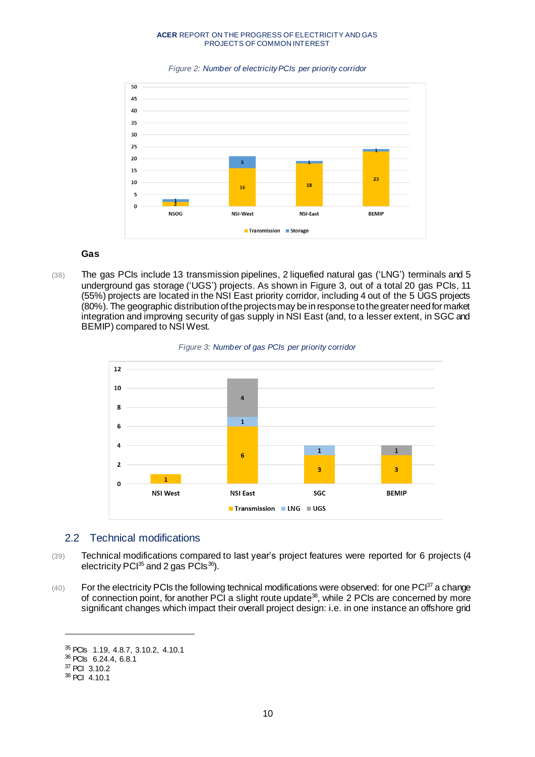*Figure 2: Number of electricity PCIs per priority corridor*

### Gas

(38) The gas PCIs include 13 transmission pipelines, 2 liquefied natural gas ('LNG') terminals and 5 underground gas storage ('UGS') projects. As shown in Figure 3, out of a total 20 gas PCIs, 11 (55%) projects are located in the NSI East priority corridor, including 4 out of the 5 UGS projects (80%). The geographic distribution of the projects may be in response to the greater need for market integration and improving security of gas supply in NSI East (and, to a lesser extent, in SGC and BEMIP) compared to NSI West.

*Figure 3: Number of gas PCIs per priority corridor*

## 2.2 Technical modifications

(39) Technical modifications compared to last year's project features were reported for 6 projects (4 electricity PCI[35] and 2 gas PCIs[36]).

(40) For the electricity PCIs the following technical modifications were observed: for one PCI[37] a change of connection point, for another PCI a slight route update[38], while 2 PCIs are concerned by more significant changes which impact their overall project design: i.e. in one instance an offshore grid

---

[35] PCIs 1.19, 4.8.7, 3.10.2, 4.10.1
[36] PCIs 6.24.4, 6.8.1
[37] PCI 3.10.2
[38] PCI 4.10.1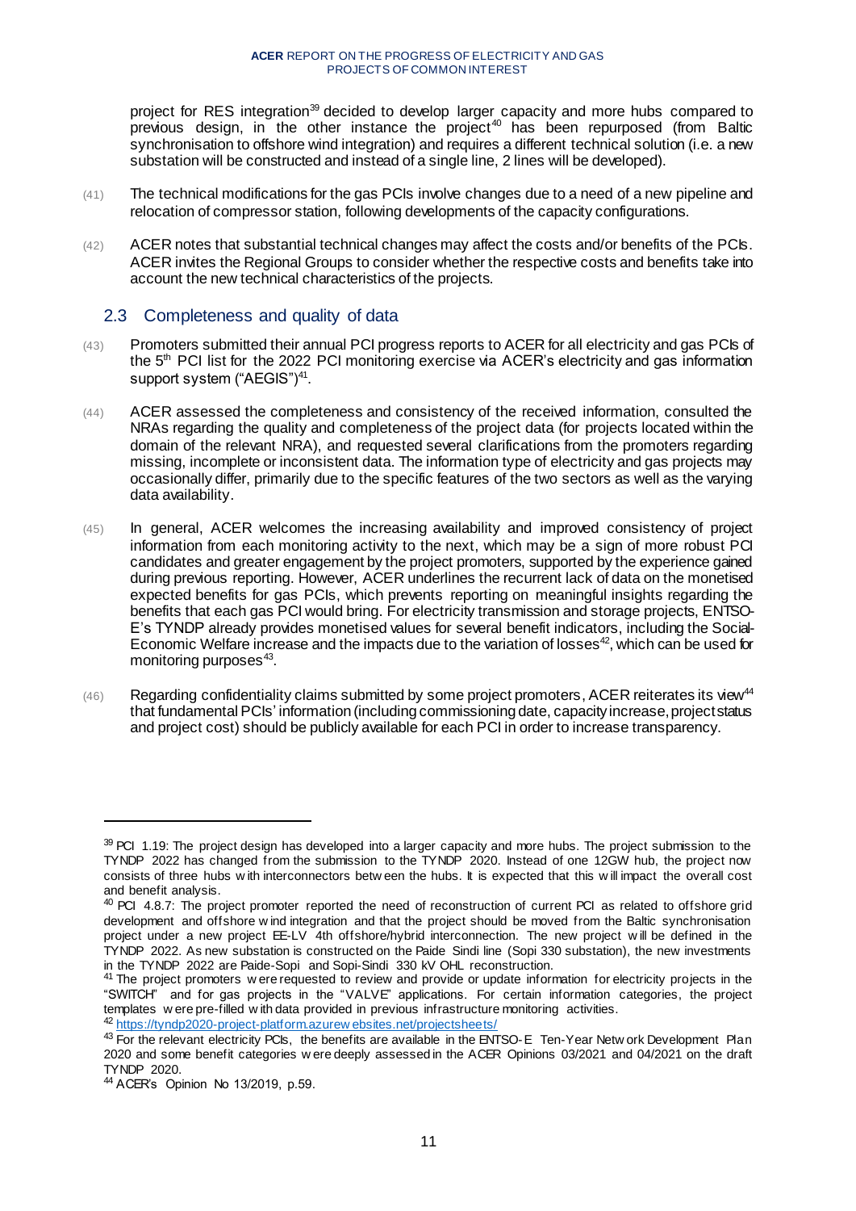project for RES integration[39] decided to develop larger capacity and more hubs compared to previous design, in the other instance the project[40] has been repurposed (from Baltic synchronisation to offshore wind integration) and requires a different technical solution (i.e. a new substation will be constructed and instead of a single line, 2 lines will be developed).

(41) The technical modifications for the gas PCIs involve changes due to a need of a new pipeline and relocation of compressor station, following developments of the capacity configurations.

(42) ACER notes that substantial technical changes may affect the costs and/or benefits of the PCIs. ACER invites the Regional Groups to consider whether the respective costs and benefits take into account the new technical characteristics of the projects.

## 2.3 Completeness and quality of data

(43) Promoters submitted their annual PCI progress reports to ACER for all electricity and gas PCIs of the 5th PCI list for the 2022 PCI monitoring exercise via ACER's electricity and gas information support system ("AEGIS")[41].

(44) ACER assessed the completeness and consistency of the received information, consulted the NRAs regarding the quality and completeness of the project data (for projects located within the domain of the relevant NRA), and requested several clarifications from the promoters regarding missing, incomplete or inconsistent data. The information type of electricity and gas projects may occasionally differ, primarily due to the specific features of the two sectors as well as the varying data availability.

(45) In general, ACER welcomes the increasing availability and improved consistency of project information from each monitoring activity to the next, which may be a sign of more robust PCI candidates and greater engagement by the project promoters, supported by the experience gained during previous reporting. However, ACER underlines the recurrent lack of data on the monetised expected benefits for gas PCIs, which prevents reporting on meaningful insights regarding the benefits that each gas PCI would bring. For electricity transmission and storage projects, ENTSO-E's TYNDP already provides monetised values for several benefit indicators, including the Social-Economic Welfare increase and the impacts due to the variation of losses[42], which can be used for monitoring purposes[43].

(46) Regarding confidentiality claims submitted by some project promoters, ACER reiterates its view[44] that fundamental PCIs' information (including commissioning date, capacity increase, project status and project cost) should be publicly available for each PCI in order to increase transparency.

---

[39] PCI 1.19: The project design has developed into a larger capacity and more hubs. The project submission to the TYNDP 2022 has changed from the submission to the TYNDP 2020. Instead of one 12GW hub, the project now consists of three hubs with interconnectors between the hubs. It is expected that this will impact the overall cost and benefit analysis.

[40] PCI 4.8.7: The project promoter reported the need of reconstruction of current PCI as related to offshore grid development and offshore wind integration and that the project should be moved from the Baltic synchronisation project under a new project EE-LV 4th offshore/hybrid interconnection. The new project will be defined in the TYNDP 2022. As new substation is constructed on the Paide Sindi line (Sopi 330 substation), the new investments in the TYNDP 2022 are Paide-Sopi and Sopi-Sindi 330 kV OHL reconstruction.

[41] The project promoters were requested to review and provide or update information for electricity projects in the "SWITCH" and for gas projects in the "VALVE" applications. For certain information categories, the project templates were pre-filled with data provided in previous infrastructure monitoring activities.

[42] https://tyndp2020-project-platform.azurewebsites.net/projectsheets/

[43] For the relevant electricity PCIs, the benefits are available in the ENTSO-E Ten-Year Network Development Plan 2020 and some benefit categories were deeply assessed in the ACER Opinions 03/2021 and 04/2021 on the draft TYNDP 2020.

[44] ACER's Opinion No 13/2019, p.59.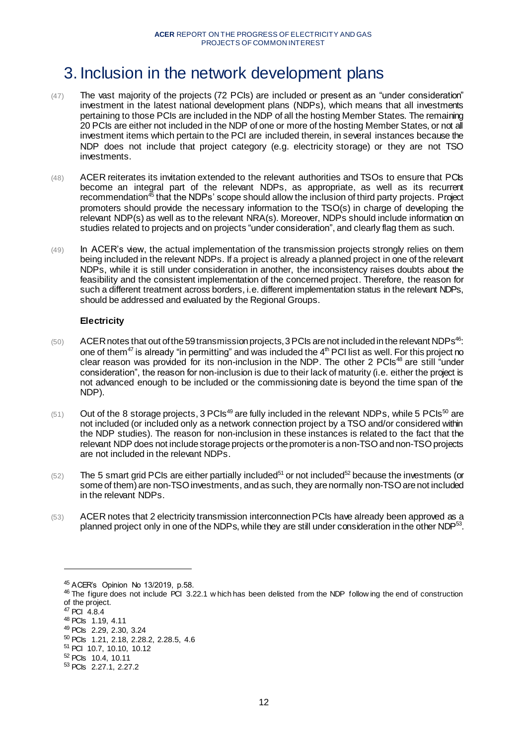# 3. Inclusion in the network development plans

(47) The vast majority of the projects (72 PCIs) are included or present as an "under consideration" investment in the latest national development plans (NDPs), which means that all investments pertaining to those PCIs are included in the NDP of all the hosting Member States. The remaining 20 PCIs are either not included in the NDP of one or more of the hosting Member States, or not all investment items which pertain to the PCI are included therein, in several instances because the NDP does not include that project category (e.g. electricity storage) or they are not TSO investments.

(48) ACER reiterates its invitation extended to the relevant authorities and TSOs to ensure that PCIs become an integral part of the relevant NDPs, as appropriate, as well as its recurrent recommendation[45] that the NDPs' scope should allow the inclusion of third party projects. Project promoters should provide the necessary information to the TSO(s) in charge of developing the relevant NDP(s) as well as to the relevant NRA(s). Moreover, NDPs should include information on studies related to projects and on projects "under consideration", and clearly flag them as such.

(49) In ACER's view, the actual implementation of the transmission projects strongly relies on them being included in the relevant NDPs. If a project is already a planned project in one of the relevant NDPs, while it is still under consideration in another, the inconsistency raises doubts about the feasibility and the consistent implementation of the concerned project. Therefore, the reason for such a different treatment across borders, i.e. different implementation status in the relevant NDPs, should be addressed and evaluated by the Regional Groups.

**Electricity**

(50) ACER notes that out of the 59 transmission projects, 3 PCIs are not included in the relevant NDPs[46]: one of them[47] is already "in permitting" and was included the 4th PCI list as well. For this project no clear reason was provided for its non-inclusion in the NDP. The other 2 PCIs[48] are still "under consideration", the reason for non-inclusion is due to their lack of maturity (i.e. either the project is not advanced enough to be included or the commissioning date is beyond the time span of the NDP).

(51) Out of the 8 storage projects, 3 PCIs[49] are fully included in the relevant NDPs, while 5 PCIs[50] are not included (or included only as a network connection project by a TSO and/or considered within the NDP studies). The reason for non-inclusion in these instances is related to the fact that the relevant NDP does not include storage projects or the promoter is a non-TSO and non-TSO projects are not included in the relevant NDPs.

(52) The 5 smart grid PCIs are either partially included[51] or not included[52] because the investments (or some of them) are non-TSO investments, and as such, they are normally non-TSO are not included in the relevant NDPs.

(53) ACER notes that 2 electricity transmission interconnection PCIs have already been approved as a planned project only in one of the NDPs, while they are still under consideration in the other NDP[53].

---

[45] ACER's Opinion No 13/2019, p.58.

[46] The figure does not include PCI 3.22.1 which has been delisted from the NDP following the end of construction of the project.

[47] PCI 4.8.4

[48] PCIs 1.19, 4.11

[49] PCIs 2.29, 2.30, 3.24

[50] PCIs 1.21, 2.18, 2.28.2, 2.28.5, 4.6

[51] PCI 10.7, 10.10, 10.12

[52] PCIs 10.4, 10.11

[53] PCIs 2.27.1, 2.27.2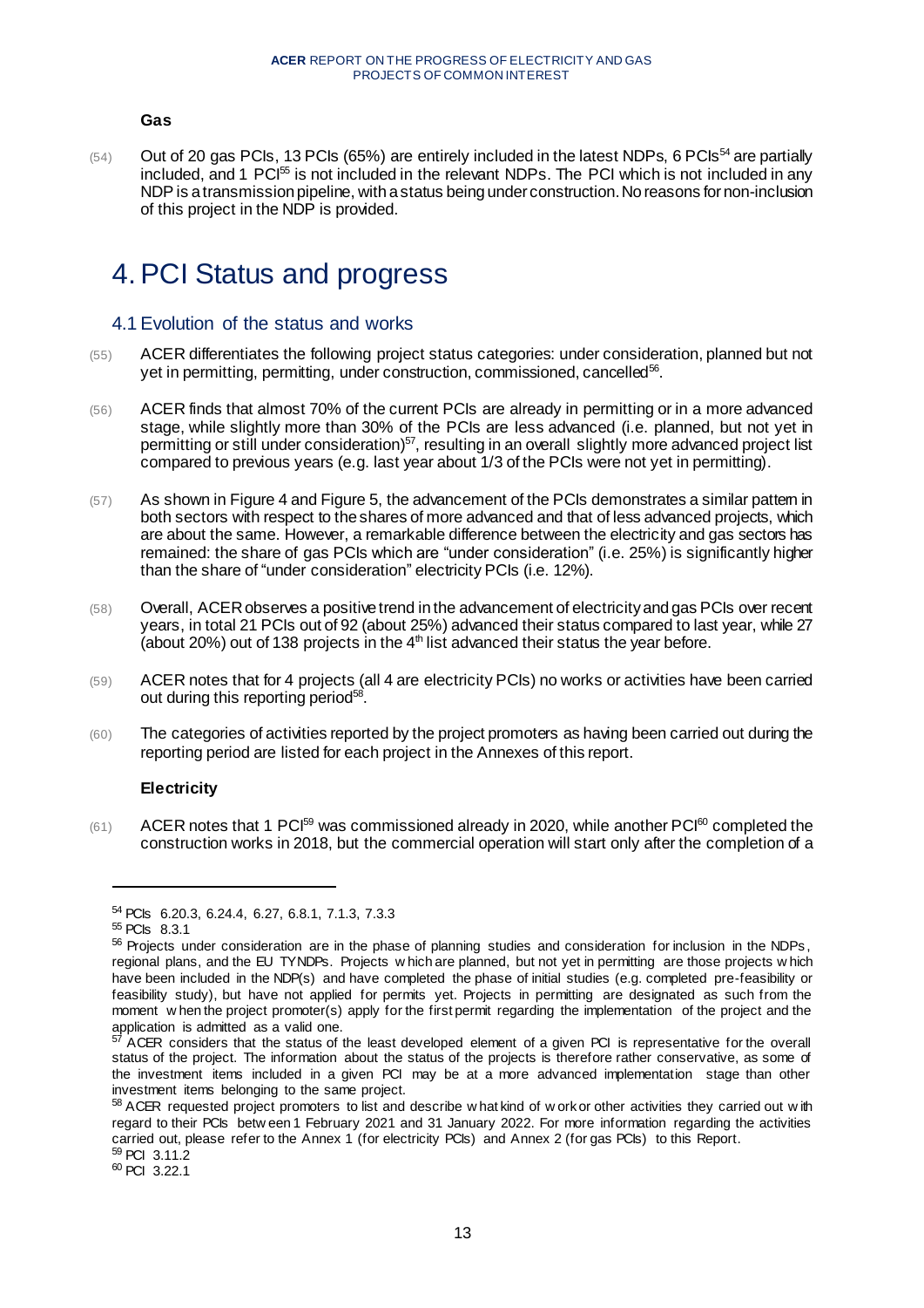**Gas**

(54) Out of 20 gas PCIs, 13 PCIs (65%) are entirely included in the latest NDPs, 6 PCIs[54] are partially included, and 1 PCI[55] is not included in the relevant NDPs. The PCI which is not included in any NDP is a transmission pipeline, with a status being under construction. No reasons for non-inclusion of this project in the NDP is provided.

# 4. PCI Status and progress

## 4.1 Evolution of the status and works

(55) ACER differentiates the following project status categories: under consideration, planned but not yet in permitting, permitting, under construction, commissioned, cancelled[56].

(56) ACER finds that almost 70% of the current PCIs are already in permitting or in a more advanced stage, while slightly more than 30% of the PCIs are less advanced (i.e. planned, but not yet in permitting or still under consideration)[57], resulting in an overall slightly more advanced project list compared to previous years (e.g. last year about 1/3 of the PCIs were not yet in permitting).

(57) As shown in Figure 4 and Figure 5, the advancement of the PCIs demonstrates a similar pattern in both sectors with respect to the shares of more advanced and that of less advanced projects, which are about the same. However, a remarkable difference between the electricity and gas sectors has remained: the share of gas PCIs which are "under consideration" (i.e. 25%) is significantly higher than the share of "under consideration" electricity PCIs (i.e. 12%).

(58) Overall, ACER observes a positive trend in the advancement of electricity and gas PCIs over recent years, in total 21 PCIs out of 92 (about 25%) advanced their status compared to last year, while 27 (about 20%) out of 138 projects in the 4[th] list advanced their status the year before.

(59) ACER notes that for 4 projects (all 4 are electricity PCIs) no works or activities have been carried out during this reporting period[58].

(60) The categories of activities reported by the project promoters as having been carried out during the reporting period are listed for each project in the Annexes of this report.

**Electricity**

(61) ACER notes that 1 PCI[59] was commissioned already in 2020, while another PCI[60] completed the construction works in 2018, but the commercial operation will start only after the completion of a

---

[54] PCIs 6.20.3, 6.24.4, 6.27, 6.8.1, 7.1.3, 7.3.3

[55] PCIs 8.3.1

[56] Projects under consideration are in the phase of planning studies and consideration for inclusion in the NDPs, regional plans, and the EU TYNDPs. Projects which are planned, but not yet in permitting are those projects which have been included in the NDP(s) and have completed the phase of initial studies (e.g. completed pre-feasibility or feasibility study), but have not applied for permits yet. Projects in permitting are designated as such from the moment when the project promoter(s) apply for the first permit regarding the implementation of the project and the application is admitted as a valid one.

[57] ACER considers that the status of the least developed element of a given PCI is representative for the overall status of the project. The information about the status of the projects is therefore rather conservative, as some of the investment items included in a given PCI may be at a more advanced implementation stage than other investment items belonging to the same project.

[58] ACER requested project promoters to list and describe what kind of work or other activities they carried out with regard to their PCIs between 1 February 2021 and 31 January 2022. For more information regarding the activities carried out, please refer to the Annex 1 (for electricity PCIs) and Annex 2 (for gas PCIs) to this Report.

[59] PCI 3.11.2

[60] PCI 3.22.1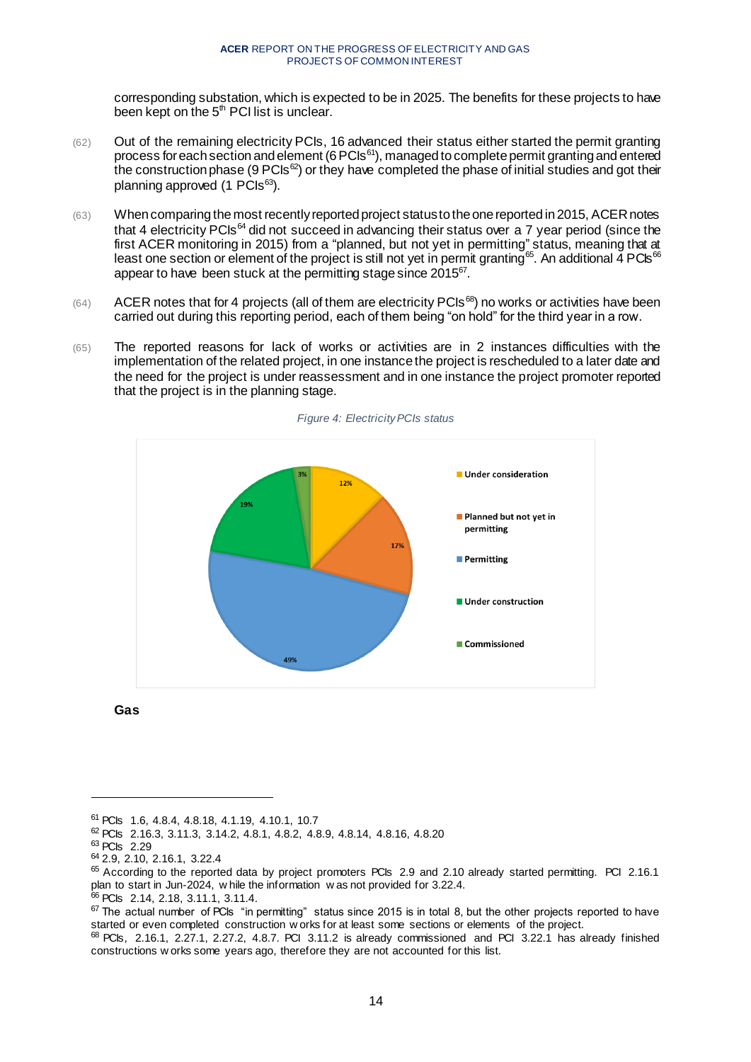corresponding substation, which is expected to be in 2025. The benefits for these projects to have been kept on the 5th PCI list is unclear.

(62) Out of the remaining electricity PCIs, 16 advanced their status either started the permit granting process for each section and element (6 PCIs[61]), managed to complete permit granting and entered the construction phase (9 PCIs[62]) or they have completed the phase of initial studies and got their planning approved (1 PCIs[63]).

(63) When comparing the most recently reported project status to the one reported in 2015, ACER notes that 4 electricity PCIs[64] did not succeed in advancing their status over a 7 year period (since the first ACER monitoring in 2015) from a "planned, but not yet in permitting" status, meaning that at least one section or element of the project is still not yet in permit granting[65]. An additional 4 PCIs[66] appear to have been stuck at the permitting stage since 2015[67].

(64) ACER notes that for 4 projects (all of them are electricity PCIs[68]) no works or activities have been carried out during this reporting period, each of them being "on hold" for the third year in a row.

(65) The reported reasons for lack of works or activities are in 2 instances difficulties with the implementation of the related project, in one instance the project is rescheduled to a later date and the need for the project is under reassessment and in one instance the project promoter reported that the project is in the planning stage.

*Figure 4: Electricity PCIs status*

| Status | Share |
|---|---|
| Under consideration | 12% |
| Planned but not yet in permitting | 17% |
| Permitting | 49% |
| Under construction | 19% |
| Commissioned | 3% |

**Gas**

---

[61] PCIs 1.6, 4.8.4, 4.8.18, 4.1.19, 4.10.1, 10.7

[62] PCIs 2.16.3, 3.11.3, 3.14.2, 4.8.1, 4.8.2, 4.8.9, 4.8.14, 4.8.16, 4.8.20

[63] PCIs 2.29

[64] 2.9, 2.10, 2.16.1, 3.22.4

[65] According to the reported data by project promoters PCIs 2.9 and 2.10 already started permitting. PCI 2.16.1 plan to start in Jun-2024, while the information was not provided for 3.22.4.

[66] PCIs 2.14, 2.18, 3.11.1, 3.11.4.

[67] The actual number of PCIs "in permitting" status since 2015 is in total 8, but the other projects reported to have started or even completed construction works for at least some sections or elements of the project.

[68] PCIs, 2.16.1, 2.27.1, 2.27.2, 4.8.7. PCI 3.11.2 is already commissioned and PCI 3.22.1 has already finished constructions works some years ago, therefore they are not accounted for this list.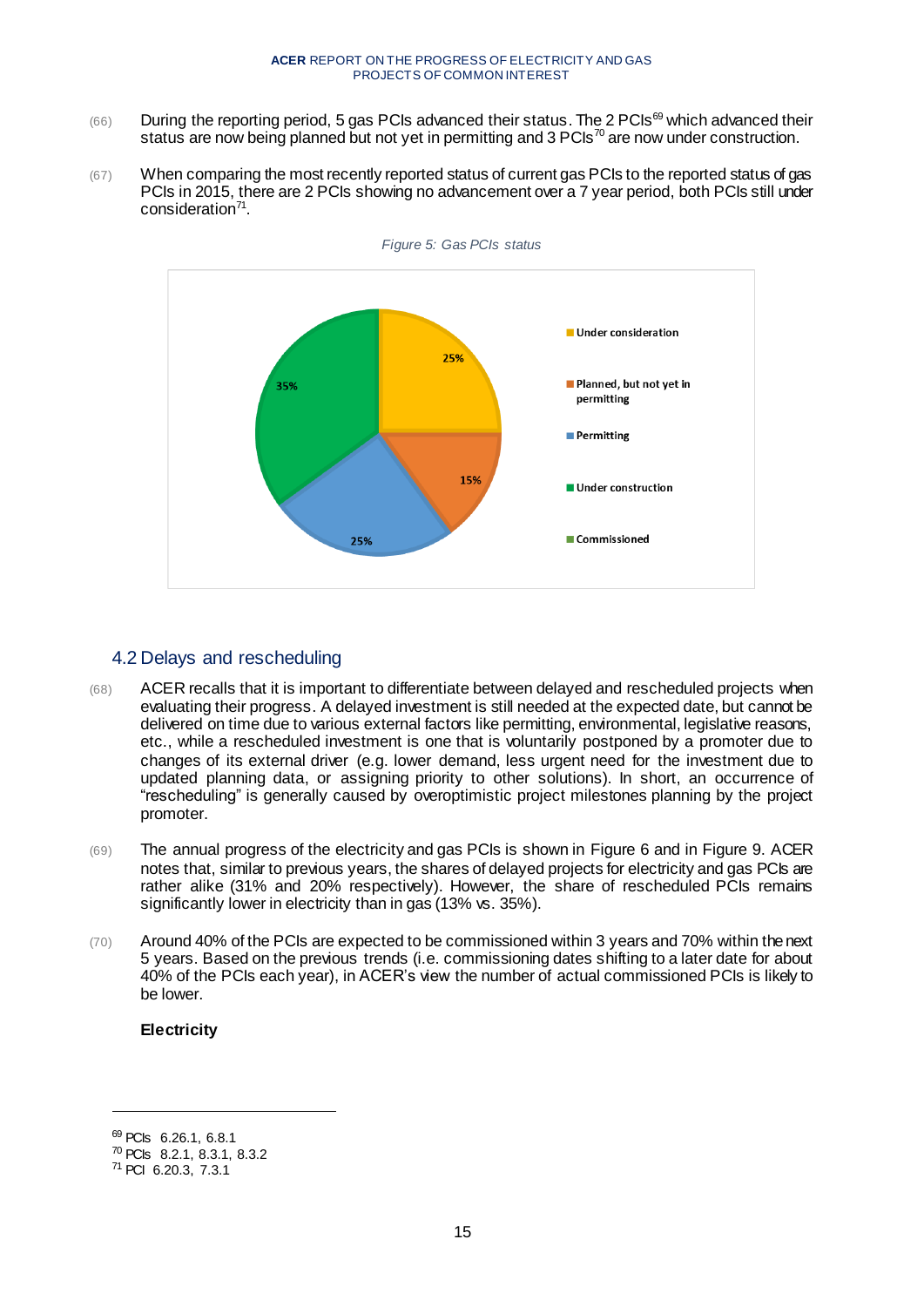(66) During the reporting period, 5 gas PCIs advanced their status. The 2 PCIs[69] which advanced their status are now being planned but not yet in permitting and 3 PCIs[70] are now under construction.

(67) When comparing the most recently reported status of current gas PCIs to the reported status of gas PCIs in 2015, there are 2 PCIs showing no advancement over a 7 year period, both PCIs still under consideration[71].

*Figure 5: Gas PCIs status*

## 4.2 Delays and rescheduling

(68) ACER recalls that it is important to differentiate between delayed and rescheduled projects when evaluating their progress. A delayed investment is still needed at the expected date, but cannot be delivered on time due to various external factors like permitting, environmental, legislative reasons, etc., while a rescheduled investment is one that is voluntarily postponed by a promoter due to changes of its external driver (e.g. lower demand, less urgent need for the investment due to updated planning data, or assigning priority to other solutions). In short, an occurrence of "rescheduling" is generally caused by overoptimistic project milestones planning by the project promoter.

(69) The annual progress of the electricity and gas PCIs is shown in Figure 6 and in Figure 9. ACER notes that, similar to previous years, the shares of delayed projects for electricity and gas PCIs are rather alike (31% and 20% respectively). However, the share of rescheduled PCIs remains significantly lower in electricity than in gas (13% vs. 35%).

(70) Around 40% of the PCIs are expected to be commissioned within 3 years and 70% within the next 5 years. Based on the previous trends (i.e. commissioning dates shifting to a later date for about 40% of the PCIs each year), in ACER's view the number of actual commissioned PCIs is likely to be lower.

**Electricity**

---

[69] PCIs 6.26.1, 6.8.1

[70] PCIs 8.2.1, 8.3.1, 8.3.2

[71] PCI 6.20.3, 7.3.1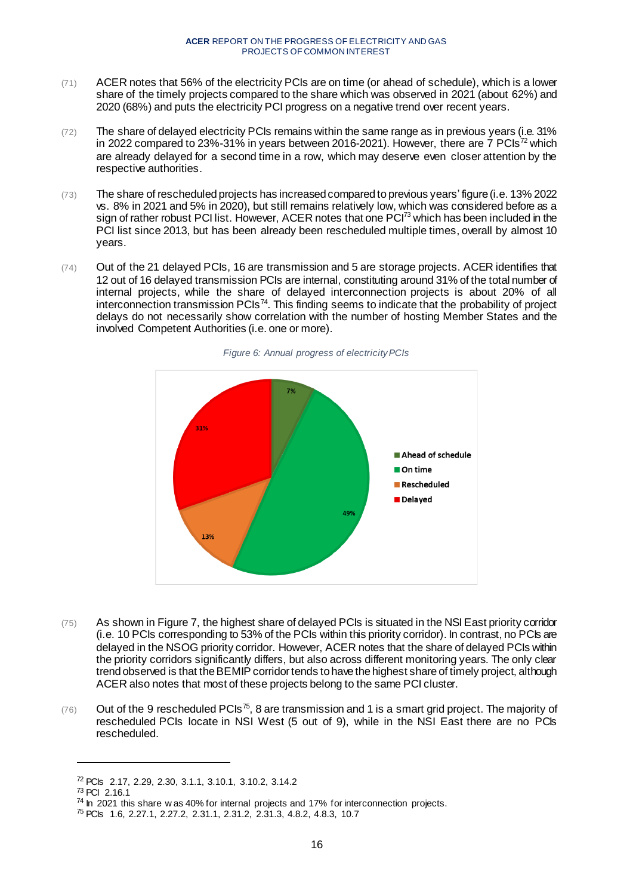(71) ACER notes that 56% of the electricity PCIs are on time (or ahead of schedule), which is a lower share of the timely projects compared to the share which was observed in 2021 (about 62%) and 2020 (68%) and puts the electricity PCI progress on a negative trend over recent years.

(72) The share of delayed electricity PCIs remains within the same range as in previous years (i.e. 31% in 2022 compared to 23%-31% in years between 2016-2021). However, there are 7 PCIs[72] which are already delayed for a second time in a row, which may deserve even closer attention by the respective authorities.

(73) The share of rescheduled projects has increased compared to previous years' figure (i.e. 13% 2022 vs. 8% in 2021 and 5% in 2020), but still remains relatively low, which was considered before as a sign of rather robust PCI list. However, ACER notes that one PCI[73] which has been included in the PCI list since 2013, but has been already been rescheduled multiple times, overall by almost 10 years.

(74) Out of the 21 delayed PCIs, 16 are transmission and 5 are storage projects. ACER identifies that 12 out of 16 delayed transmission PCIs are internal, constituting around 31% of the total number of internal projects, while the share of delayed interconnection projects is about 20% of all interconnection transmission PCIs[74]. This finding seems to indicate that the probability of project delays do not necessarily show correlation with the number of hosting Member States and the involved Competent Authorities (i.e. one or more).

*Figure 6: Annual progress of electricity PCIs*

| Category | Share |
|---|---|
| Ahead of schedule | 7% |
| On time | 49% |
| Rescheduled | 13% |
| Delayed | 31% |

(75) As shown in Figure 7, the highest share of delayed PCIs is situated in the NSI East priority corridor (i.e. 10 PCIs corresponding to 53% of the PCIs within this priority corridor). In contrast, no PCIs are delayed in the NSOG priority corridor. However, ACER notes that the share of delayed PCIs within the priority corridors significantly differs, but also across different monitoring years. The only clear trend observed is that the BEMIP corridor tends to have the highest share of timely project, although ACER also notes that most of these projects belong to the same PCI cluster.

(76) Out of the 9 rescheduled PCIs[75], 8 are transmission and 1 is a smart grid project. The majority of rescheduled PCIs locate in NSI West (5 out of 9), while in the NSI East there are no PCIs rescheduled.

---

[72] PCIs 2.17, 2.29, 2.30, 3.1.1, 3.10.1, 3.10.2, 3.14.2

[73] PCI 2.16.1

[74] In 2021 this share was 40% for internal projects and 17% for interconnection projects.

[75] PCIs 1.6, 2.27.1, 2.27.2, 2.31.1, 2.31.2, 2.31.3, 4.8.2, 4.8.3, 10.7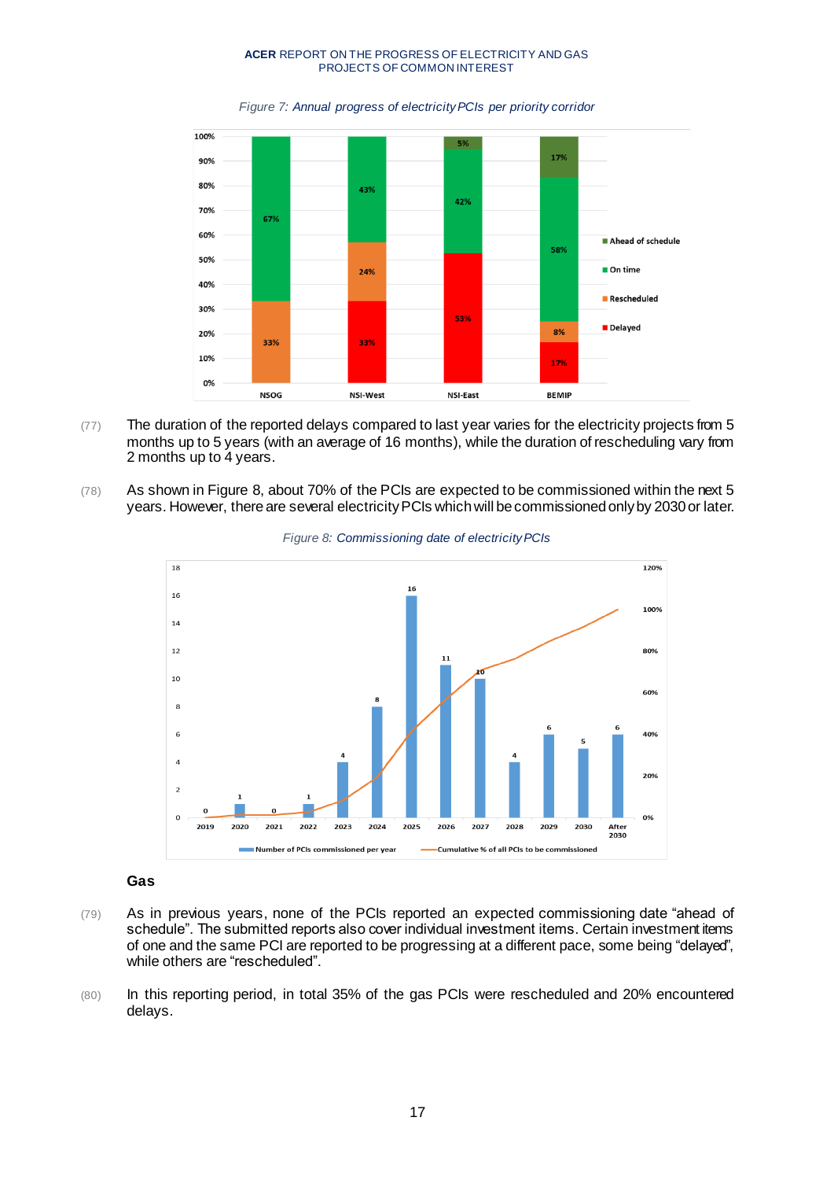*Figure 7: Annual progress of electricity PCIs per priority corridor*

| | NSOG | NSI-West | NSI-East | BEMIP |
|---|---|---|---|---|
| Ahead of schedule | | | 5% | 17% |
| On time | 67% | 43% | 42% | 58% |
| Rescheduled | 33% | 24% | | 8% |
| Delayed | | 33% | 53% | 17% |

(77) The duration of the reported delays compared to last year varies for the electricity projects from 5 months up to 5 years (with an average of 16 months), while the duration of rescheduling vary from 2 months up to 4 years.

(78) As shown in Figure 8, about 70% of the PCIs are expected to be commissioned within the next 5 years. However, there are several electricity PCIs which will be commissioned only by 2030 or later.

*Figure 8: Commissioning date of electricity PCIs*

| Year | 2019 | 2020 | 2021 | 2022 | 2023 | 2024 | 2025 | 2026 | 2027 | 2028 | 2029 | 2030 | After 2030 |
|---|---|---|---|---|---|---|---|---|---|---|---|---|---|
| Number of PCIs commissioned per year | 0 | 1 | 0 | 1 | 4 | 8 | 16 | 11 | 10 | 4 | 6 | 5 | 6 |

### Gas

(79) As in previous years, none of the PCIs reported an expected commissioning date "ahead of schedule". The submitted reports also cover individual investment items. Certain investment items of one and the same PCI are reported to be progressing at a different pace, some being "delayed", while others are "rescheduled".

(80) In this reporting period, in total 35% of the gas PCIs were rescheduled and 20% encountered delays.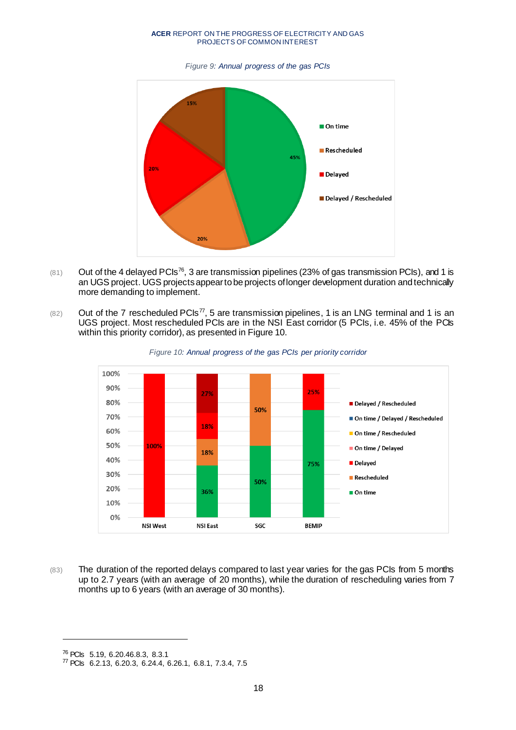*Figure 9: Annual progress of the gas PCIs*

(81) Out of the 4 delayed PCIs[76], 3 are transmission pipelines (23% of gas transmission PCIs), and 1 is an UGS project. UGS projects appear to be projects of longer development duration and technically more demanding to implement.

(82) Out of the 7 rescheduled PCIs[77], 5 are transmission pipelines, 1 is an LNG terminal and 1 is an UGS project. Most rescheduled PCIs are in the NSI East corridor (5 PCIs, i.e. 45% of the PCIs within this priority corridor), as presented in Figure 10.

*Figure 10: Annual progress of the gas PCIs per priority corridor*

(83) The duration of the reported delays compared to last year varies for the gas PCIs from 5 months up to 2.7 years (with an average of 20 months), while the duration of rescheduling varies from 7 months up to 6 years (with an average of 30 months).

---

[76] PCIs 5.19, 6.20.46.8.3, 8.3.1

[77] PCIs 6.2.13, 6.20.3, 6.24.4, 6.26.1, 6.8.1, 7.3.4, 7.5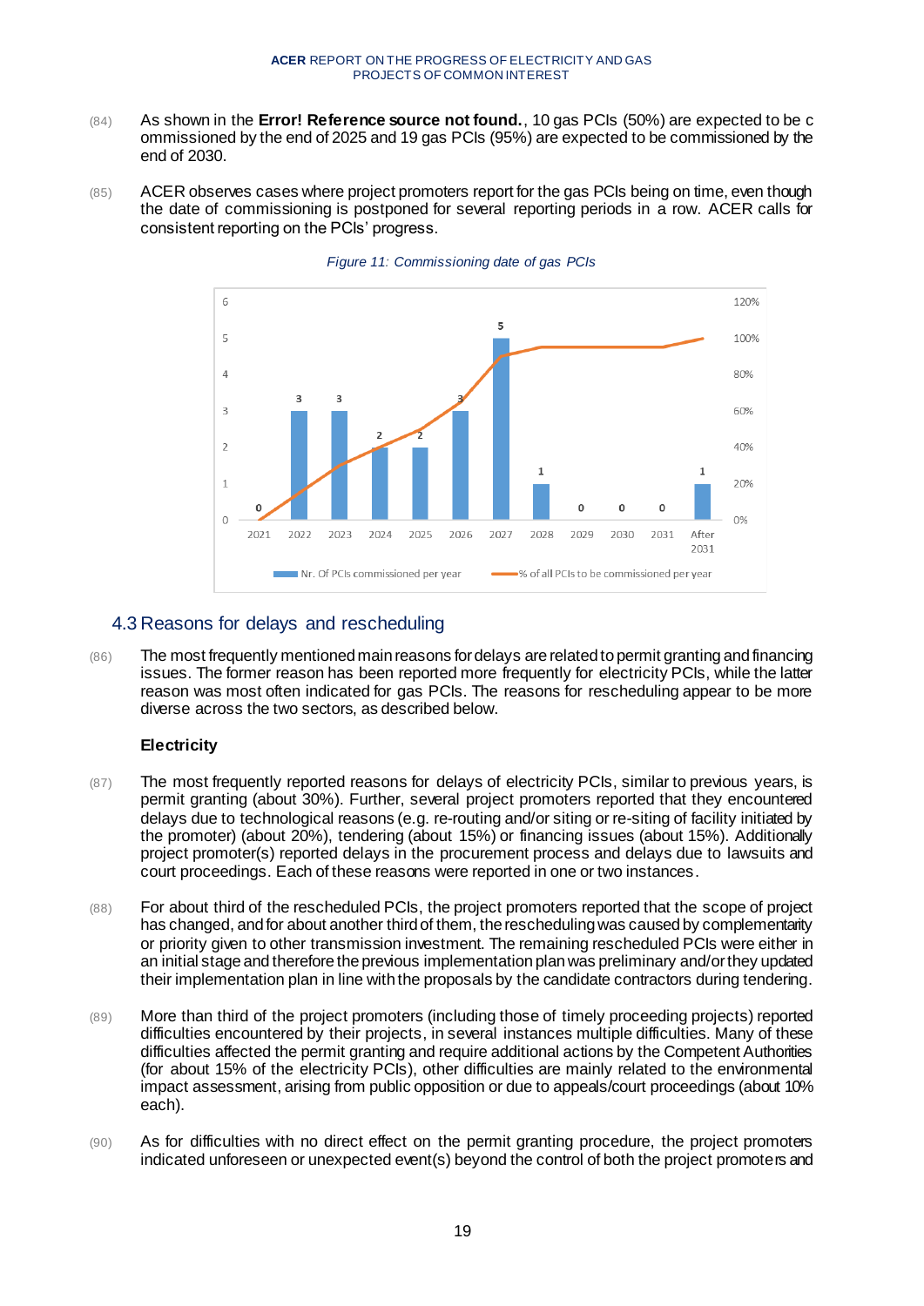(84) As shown in the **Error! Reference source not found.**, 10 gas PCIs (50%) are expected to be c ommissioned by the end of 2025 and 19 gas PCIs (95%) are expected to be commissioned by the end of 2030.

(85) ACER observes cases where project promoters report for the gas PCIs being on time, even though the date of commissioning is postponed for several reporting periods in a row. ACER calls for consistent reporting on the PCIs' progress.

*Figure 11: Commissioning date of gas PCIs*

| Year | Nr. Of PCIs commissioned per year |
|---|---|
| 2021 | 0 |
| 2022 | 3 |
| 2023 | 3 |
| 2024 | 2 |
| 2025 | 2 |
| 2026 | 3 |
| 2027 | 5 |
| 2028 | 1 |
| 2029 | 0 |
| 2030 | 0 |
| 2031 | 0 |
| After 2031 | 1 |

## 4.3 Reasons for delays and rescheduling

(86) The most frequently mentioned main reasons for delays are related to permit granting and financing issues. The former reason has been reported more frequently for electricity PCIs, while the latter reason was most often indicated for gas PCIs. The reasons for rescheduling appear to be more diverse across the two sectors, as described below.

**Electricity**

(87) The most frequently reported reasons for delays of electricity PCIs, similar to previous years, is permit granting (about 30%). Further, several project promoters reported that they encountered delays due to technological reasons (e.g. re-routing and/or siting or re-siting of facility initiated by the promoter) (about 20%), tendering (about 15%) or financing issues (about 15%). Additionally project promoter(s) reported delays in the procurement process and delays due to lawsuits and court proceedings. Each of these reasons were reported in one or two instances.

(88) For about third of the rescheduled PCIs, the project promoters reported that the scope of project has changed, and for about another third of them, the rescheduling was caused by complementarity or priority given to other transmission investment. The remaining rescheduled PCIs were either in an initial stage and therefore the previous implementation plan was preliminary and/or they updated their implementation plan in line with the proposals by the candidate contractors during tendering.

(89) More than third of the project promoters (including those of timely proceeding projects) reported difficulties encountered by their projects, in several instances multiple difficulties. Many of these difficulties affected the permit granting and require additional actions by the Competent Authorities (for about 15% of the electricity PCIs), other difficulties are mainly related to the environmental impact assessment, arising from public opposition or due to appeals/court proceedings (about 10% each).

(90) As for difficulties with no direct effect on the permit granting procedure, the project promoters indicated unforeseen or unexpected event(s) beyond the control of both the project promoters and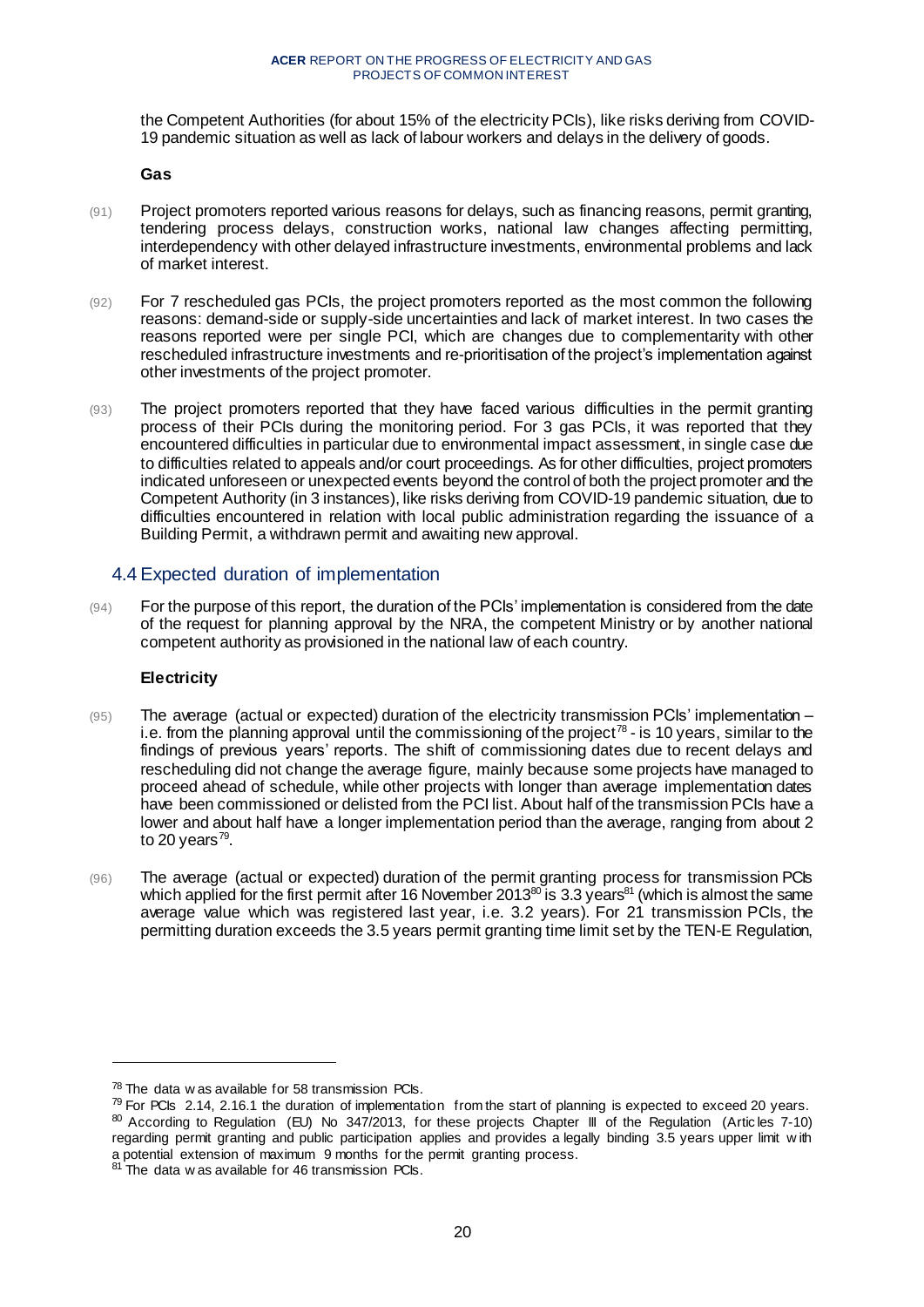the Competent Authorities (for about 15% of the electricity PCIs), like risks deriving from COVID-19 pandemic situation as well as lack of labour workers and delays in the delivery of goods.

**Gas**

(91) Project promoters reported various reasons for delays, such as financing reasons, permit granting, tendering process delays, construction works, national law changes affecting permitting, interdependency with other delayed infrastructure investments, environmental problems and lack of market interest.

(92) For 7 rescheduled gas PCIs, the project promoters reported as the most common the following reasons: demand-side or supply-side uncertainties and lack of market interest. In two cases the reasons reported were per single PCI, which are changes due to complementarity with other rescheduled infrastructure investments and re-prioritisation of the project's implementation against other investments of the project promoter.

(93) The project promoters reported that they have faced various difficulties in the permit granting process of their PCIs during the monitoring period. For 3 gas PCIs, it was reported that they encountered difficulties in particular due to environmental impact assessment, in single case due to difficulties related to appeals and/or court proceedings. As for other difficulties, project promoters indicated unforeseen or unexpected events beyond the control of both the project promoter and the Competent Authority (in 3 instances), like risks deriving from COVID-19 pandemic situation, due to difficulties encountered in relation with local public administration regarding the issuance of a Building Permit, a withdrawn permit and awaiting new approval.

## 4.4 Expected duration of implementation

(94) For the purpose of this report, the duration of the PCIs' implementation is considered from the date of the request for planning approval by the NRA, the competent Ministry or by another national competent authority as provisioned in the national law of each country.

**Electricity**

(95) The average (actual or expected) duration of the electricity transmission PCIs' implementation – i.e. from the planning approval until the commissioning of the project[78] - is 10 years, similar to the findings of previous years' reports. The shift of commissioning dates due to recent delays and rescheduling did not change the average figure, mainly because some projects have managed to proceed ahead of schedule, while other projects with longer than average implementation dates have been commissioned or delisted from the PCI list. About half of the transmission PCIs have a lower and about half have a longer implementation period than the average, ranging from about 2 to 20 years[79].

(96) The average (actual or expected) duration of the permit granting process for transmission PCIs which applied for the first permit after 16 November 2013[80] is 3.3 years[81] (which is almost the same average value which was registered last year, i.e. 3.2 years). For 21 transmission PCIs, the permitting duration exceeds the 3.5 years permit granting time limit set by the TEN-E Regulation,

---

[78] The data was available for 58 transmission PCIs.

[79] For PCIs 2.14, 2.16.1 the duration of implementation from the start of planning is expected to exceed 20 years.

[80] According to Regulation (EU) No 347/2013, for these projects Chapter III of the Regulation (Articles 7-10) regarding permit granting and public participation applies and provides a legally binding 3.5 years upper limit with a potential extension of maximum 9 months for the permit granting process.

[81] The data was available for 46 transmission PCIs.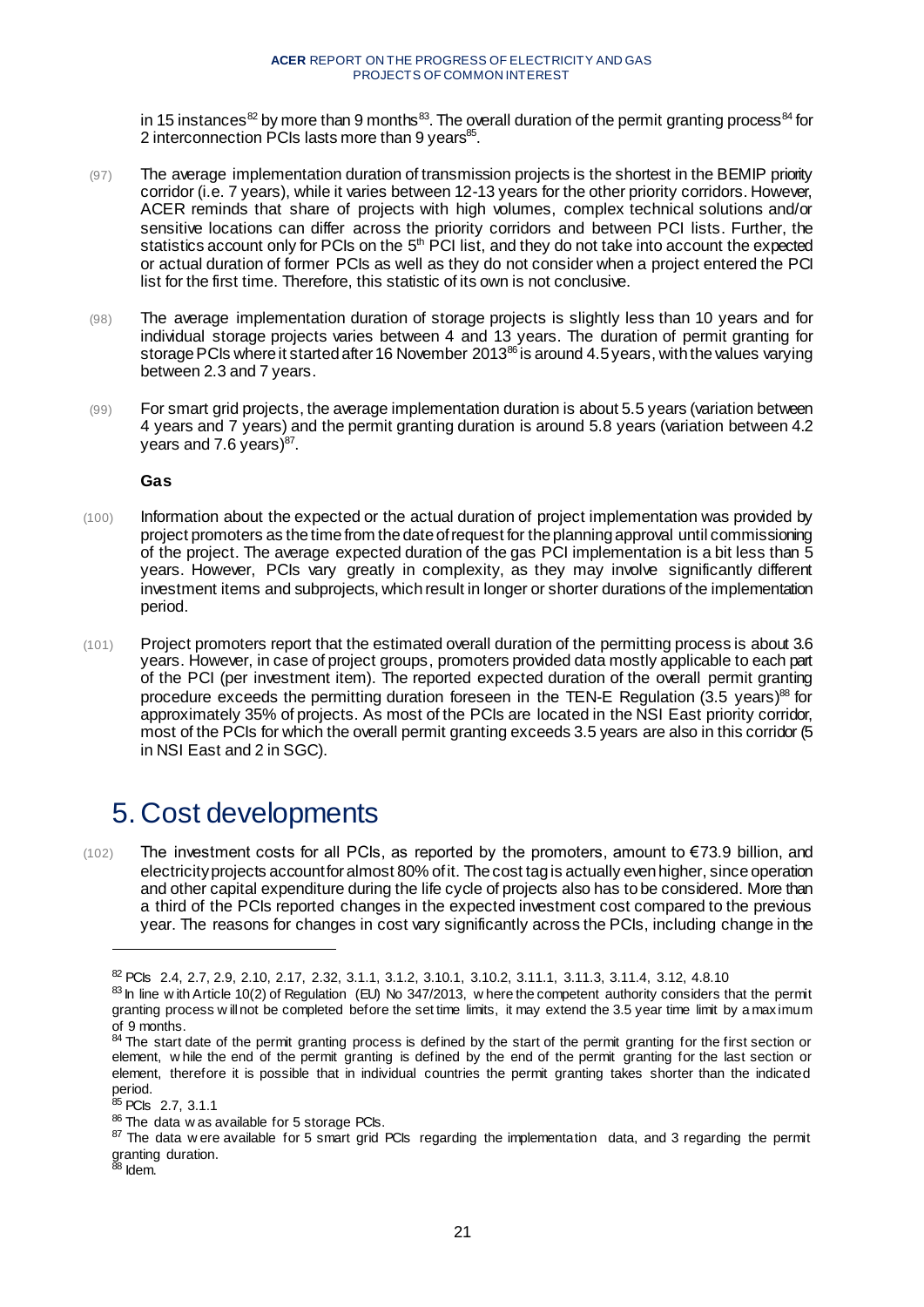in 15 instances[82] by more than 9 months[83]. The overall duration of the permit granting process[84] for 2 interconnection PCIs lasts more than 9 years[85].

(97) The average implementation duration of transmission projects is the shortest in the BEMIP priority corridor (i.e. 7 years), while it varies between 12-13 years for the other priority corridors. However, ACER reminds that share of projects with high volumes, complex technical solutions and/or sensitive locations can differ across the priority corridors and between PCI lists. Further, the statistics account only for PCIs on the 5th PCI list, and they do not take into account the expected or actual duration of former PCIs as well as they do not consider when a project entered the PCI list for the first time. Therefore, this statistic of its own is not conclusive.

(98) The average implementation duration of storage projects is slightly less than 10 years and for individual storage projects varies between 4 and 13 years. The duration of permit granting for storage PCIs where it started after 16 November 2013[86] is around 4.5 years, with the values varying between 2.3 and 7 years.

(99) For smart grid projects, the average implementation duration is about 5.5 years (variation between 4 years and 7 years) and the permit granting duration is around 5.8 years (variation between 4.2 years and 7.6 years)[87].

**Gas**

(100) Information about the expected or the actual duration of project implementation was provided by project promoters as the time from the date of request for the planning approval until commissioning of the project. The average expected duration of the gas PCI implementation is a bit less than 5 years. However, PCIs vary greatly in complexity, as they may involve significantly different investment items and subprojects, which result in longer or shorter durations of the implementation period.

(101) Project promoters report that the estimated overall duration of the permitting process is about 3.6 years. However, in case of project groups, promoters provided data mostly applicable to each part of the PCI (per investment item). The reported expected duration of the overall permit granting procedure exceeds the permitting duration foreseen in the TEN-E Regulation (3.5 years)[88] for approximately 35% of projects. As most of the PCIs are located in the NSI East priority corridor, most of the PCIs for which the overall permit granting exceeds 3.5 years are also in this corridor (5 in NSI East and 2 in SGC).

# 5. Cost developments

(102) The investment costs for all PCIs, as reported by the promoters, amount to €73.9 billion, and electricity projects account for almost 80% of it. The cost tag is actually even higher, since operation and other capital expenditure during the life cycle of projects also has to be considered. More than a third of the PCIs reported changes in the expected investment cost compared to the previous year. The reasons for changes in cost vary significantly across the PCIs, including change in the

---

[82] PCIs 2.4, 2.7, 2.9, 2.10, 2.17, 2.32, 3.1.1, 3.1.2, 3.10.1, 3.10.2, 3.11.1, 3.11.3, 3.11.4, 3.12, 4.8.10

[83] In line with Article 10(2) of Regulation (EU) No 347/2013, where the competent authority considers that the permit granting process will not be completed before the set time limits, it may extend the 3.5 year time limit by a maximum of 9 months.

[84] The start date of the permit granting process is defined by the start of the permit granting for the first section or element, while the end of the permit granting is defined by the end of the permit granting for the last section or element, therefore it is possible that in individual countries the permit granting takes shorter than the indicated period.

[85] PCIs 2.7, 3.1.1

[86] The data was available for 5 storage PCIs.

[87] The data were available for 5 smart grid PCIs regarding the implementation data, and 3 regarding the permit granting duration.

[88] Idem.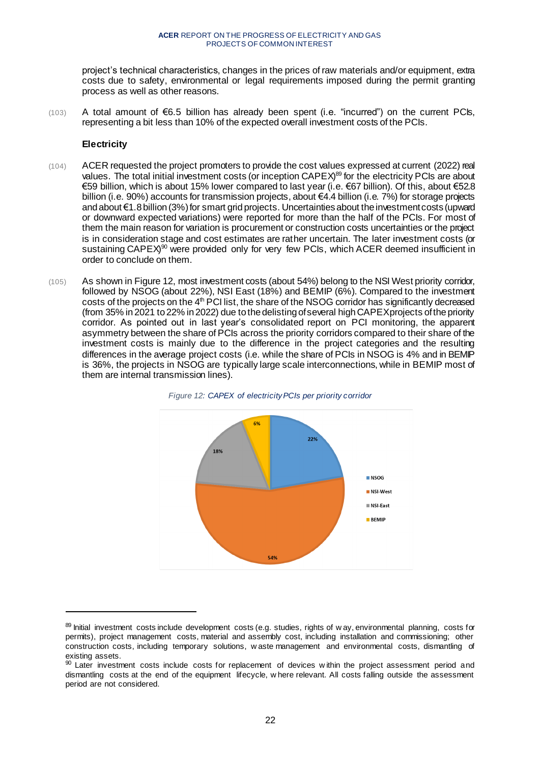project's technical characteristics, changes in the prices of raw materials and/or equipment, extra costs due to safety, environmental or legal requirements imposed during the permit granting process as well as other reasons.

(103) A total amount of €6.5 billion has already been spent (i.e. "incurred") on the current PCIs, representing a bit less than 10% of the expected overall investment costs of the PCIs.

### Electricity

(104) ACER requested the project promoters to provide the cost values expressed at current (2022) real values. The total initial investment costs (or inception CAPEX)[89] for the electricity PCIs are about €59 billion, which is about 15% lower compared to last year (i.e. €67 billion). Of this, about €52.8 billion (i.e. 90%) accounts for transmission projects, about €4.4 billion (i.e. 7%) for storage projects and about €1.8 billion (3%) for smart grid projects. Uncertainties about the investment costs (upward or downward expected variations) were reported for more than the half of the PCIs. For most of them the main reason for variation is procurement or construction costs uncertainties or the project is in consideration stage and cost estimates are rather uncertain. The later investment costs (or sustaining CAPEX)[90] were provided only for very few PCIs, which ACER deemed insufficient in order to conclude on them.

(105) As shown in Figure 12, most investment costs (about 54%) belong to the NSI West priority corridor, followed by NSOG (about 22%), NSI East (18%) and BEMIP (6%). Compared to the investment costs of the projects on the 4th PCI list, the share of the NSOG corridor has significantly decreased (from 35% in 2021 to 22% in 2022) due to the delisting of several high CAPEX projects of the priority corridor. As pointed out in last year's consolidated report on PCI monitoring, the apparent asymmetry between the share of PCIs across the priority corridors compared to their share of the investment costs is mainly due to the difference in the project categories and the resulting differences in the average project costs (i.e. while the share of PCIs in NSOG is 4% and in BEMIP is 36%, the projects in NSOG are typically large scale interconnections, while in BEMIP most of them are internal transmission lines).

*Figure 12: CAPEX of electricity PCIs per priority corridor*

| Priority corridor | Share |
|---|---|
| NSOG | 22% |
| NSI-West | 54% |
| NSI-East | 18% |
| BEMIP | 6% |

[89] Initial investment costs include development costs (e.g. studies, rights of way, environmental planning, costs for permits), project management costs, material and assembly cost, including installation and commissioning; other construction costs, including temporary solutions, waste management and environmental costs, dismantling of existing assets.

[90] Later investment costs include costs for replacement of devices within the project assessment period and dismantling costs at the end of the equipment lifecycle, where relevant. All costs falling outside the assessment period are not considered.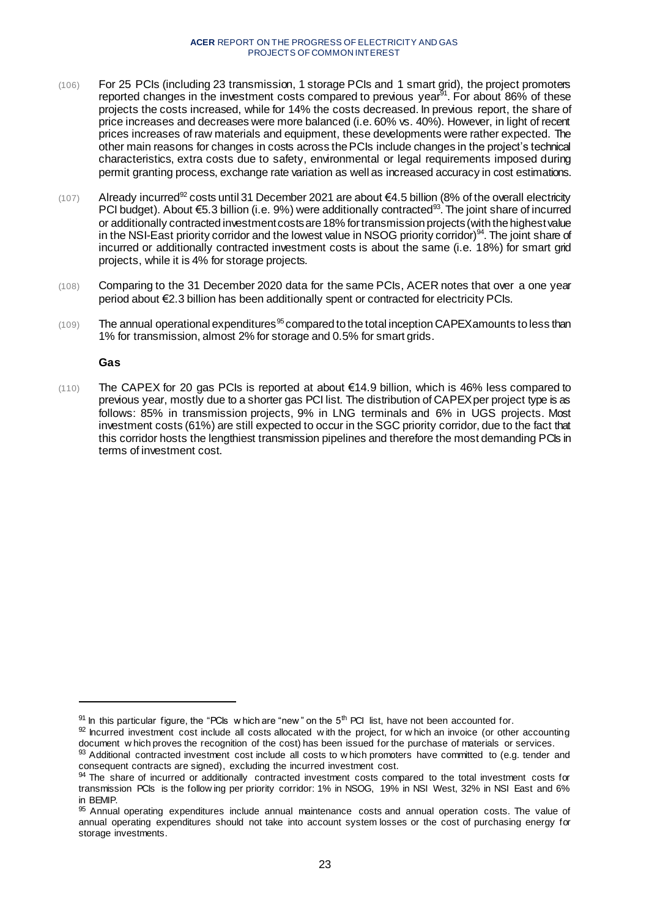(106) For 25 PCIs (including 23 transmission, 1 storage PCIs and 1 smart grid), the project promoters reported changes in the investment costs compared to previous year[91]. For about 86% of these projects the costs increased, while for 14% the costs decreased. In previous report, the share of price increases and decreases were more balanced (i.e. 60% vs. 40%). However, in light of recent prices increases of raw materials and equipment, these developments were rather expected. The other main reasons for changes in costs across the PCIs include changes in the project's technical characteristics, extra costs due to safety, environmental or legal requirements imposed during permit granting process, exchange rate variation as well as increased accuracy in cost estimations.

(107) Already incurred[92] costs until 31 December 2021 are about €4.5 billion (8% of the overall electricity PCI budget). About €5.3 billion (i.e. 9%) were additionally contracted[93]. The joint share of incurred or additionally contracted investment costs are 18% for transmission projects (with the highest value in the NSI-East priority corridor and the lowest value in NSOG priority corridor)[94]. The joint share of incurred or additionally contracted investment costs is about the same (i.e. 18%) for smart grid projects, while it is 4% for storage projects.

(108) Comparing to the 31 December 2020 data for the same PCIs, ACER notes that over a one year period about €2.3 billion has been additionally spent or contracted for electricity PCIs.

(109) The annual operational expenditures[95] compared to the total inception CAPEX amounts to less than 1% for transmission, almost 2% for storage and 0.5% for smart grids.

### Gas

(110) The CAPEX for 20 gas PCIs is reported at about €14.9 billion, which is 46% less compared to previous year, mostly due to a shorter gas PCI list. The distribution of CAPEX per project type is as follows: 85% in transmission projects, 9% in LNG terminals and 6% in UGS projects. Most investment costs (61%) are still expected to occur in the SGC priority corridor, due to the fact that this corridor hosts the lengthiest transmission pipelines and therefore the most demanding PCIs in terms of investment cost.

---

[91] In this particular figure, the "PCIs which are "new" on the 5th PCI list, have not been accounted for.

[92] Incurred investment cost include all costs allocated with the project, for which an invoice (or other accounting document which proves the recognition of the cost) has been issued for the purchase of materials or services.

[93] Additional contracted investment cost include all costs to which promoters have committed to (e.g. tender and consequent contracts are signed), excluding the incurred investment cost.

[94] The share of incurred or additionally contracted investment costs compared to the total investment costs for transmission PCIs is the following per priority corridor: 1% in NSOG, 19% in NSI West, 32% in NSI East and 6% in BEMIP.

[95] Annual operating expenditures include annual maintenance costs and annual operation costs. The value of annual operating expenditures should not take into account system losses or the cost of purchasing energy for storage investments.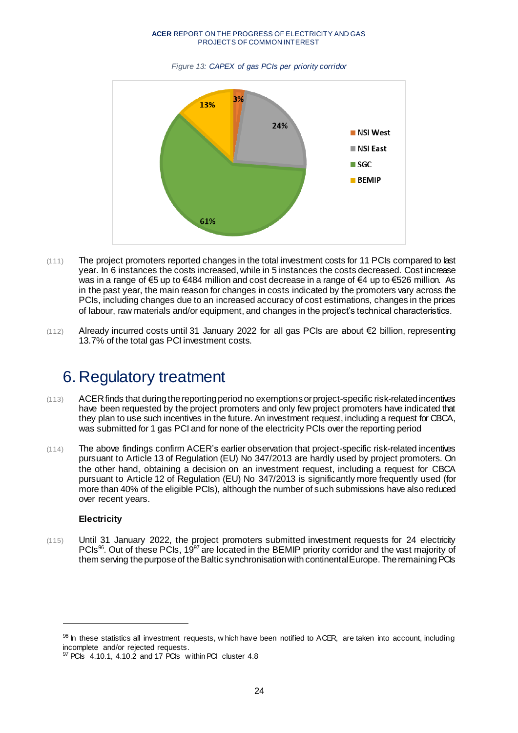*Figure 13: CAPEX of gas PCIs per priority corridor*

(111) The project promoters reported changes in the total investment costs for 11 PCIs compared to last year. In 6 instances the costs increased, while in 5 instances the costs decreased. Cost increase was in a range of €5 up to €484 million and cost decrease in a range of €4 up to €526 million. As in the past year, the main reason for changes in costs indicated by the promoters vary across the PCIs, including changes due to an increased accuracy of cost estimations, changes in the prices of labour, raw materials and/or equipment, and changes in the project's technical characteristics.

(112) Already incurred costs until 31 January 2022 for all gas PCIs are about €2 billion, representing 13.7% of the total gas PCI investment costs.

# 6. Regulatory treatment

(113) ACER finds that during the reporting period no exemptions or project-specific risk-related incentives have been requested by the project promoters and only few project promoters have indicated that they plan to use such incentives in the future. An investment request, including a request for CBCA, was submitted for 1 gas PCI and for none of the electricity PCIs over the reporting period

(114) The above findings confirm ACER's earlier observation that project-specific risk-related incentives pursuant to Article 13 of Regulation (EU) No 347/2013 are hardly used by project promoters. On the other hand, obtaining a decision on an investment request, including a request for CBCA pursuant to Article 12 of Regulation (EU) No 347/2013 is significantly more frequently used (for more than 40% of the eligible PCIs), although the number of such submissions have also reduced over recent years.

**Electricity**

(115) Until 31 January 2022, the project promoters submitted investment requests for 24 electricity PCIs[96]. Out of these PCIs, 19[97] are located in the BEMIP priority corridor and the vast majority of them serving the purpose of the Baltic synchronisation with continental Europe. The remaining PCIs

[96] In these statistics all investment requests, which have been notified to ACER, are taken into account, including incomplete and/or rejected requests.

[97] PCIs 4.10.1, 4.10.2 and 17 PCIs within PCI cluster 4.8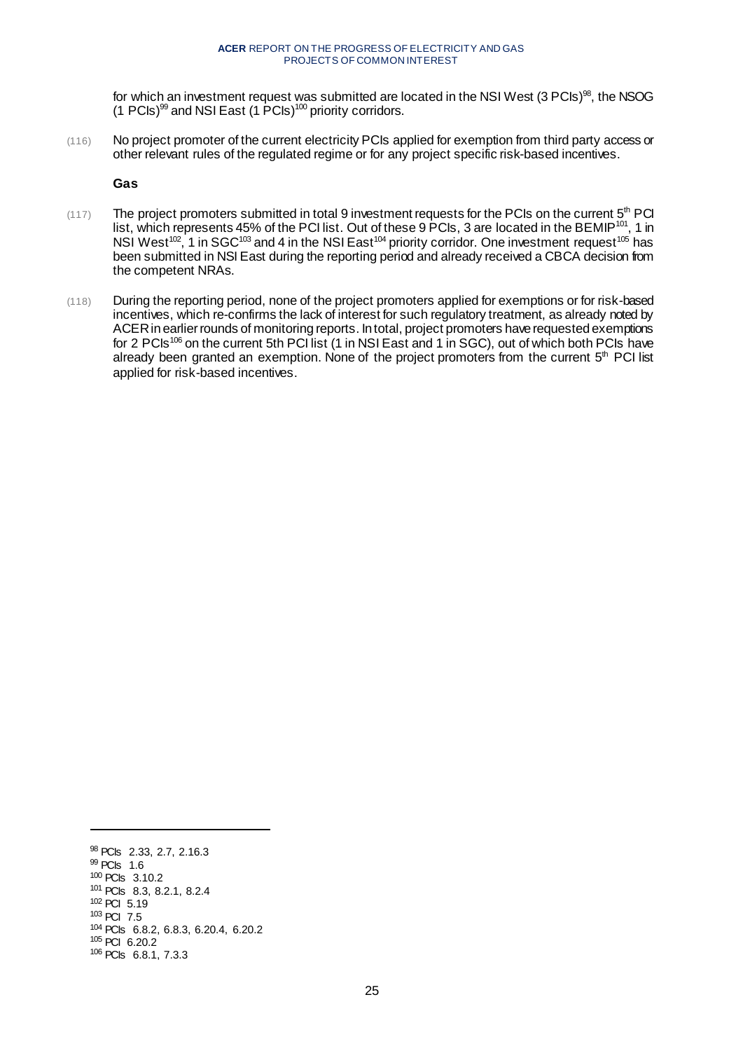for which an investment request was submitted are located in the NSI West (3 PCIs)[98], the NSOG (1 PCIs)[99] and NSI East (1 PCIs)[100] priority corridors.

(116) No project promoter of the current electricity PCIs applied for exemption from third party access or other relevant rules of the regulated regime or for any project specific risk-based incentives.

**Gas**

(117) The project promoters submitted in total 9 investment requests for the PCIs on the current 5th PCI list, which represents 45% of the PCI list. Out of these 9 PCIs, 3 are located in the BEMIP[101], 1 in NSI West[102], 1 in SGC[103] and 4 in the NSI East[104] priority corridor. One investment request[105] has been submitted in NSI East during the reporting period and already received a CBCA decision from the competent NRAs.

(118) During the reporting period, none of the project promoters applied for exemptions or for risk-based incentives, which re-confirms the lack of interest for such regulatory treatment, as already noted by ACER in earlier rounds of monitoring reports. In total, project promoters have requested exemptions for 2 PCIs[106] on the current 5th PCI list (1 in NSI East and 1 in SGC), out of which both PCIs have already been granted an exemption. None of the project promoters from the current 5th PCI list applied for risk-based incentives.

---

[98] PCIs 2.33, 2.7, 2.16.3

[99] PCIs 1.6

[100] PCIs 3.10.2

[101] PCIs 8.3, 8.2.1, 8.2.4

[102] PCI 5.19

[103] PCI 7.5

[104] PCIs 6.8.2, 6.8.3, 6.20.4, 6.20.2

[105] PCI 6.20.2

[106] PCIs 6.8.1, 7.3.3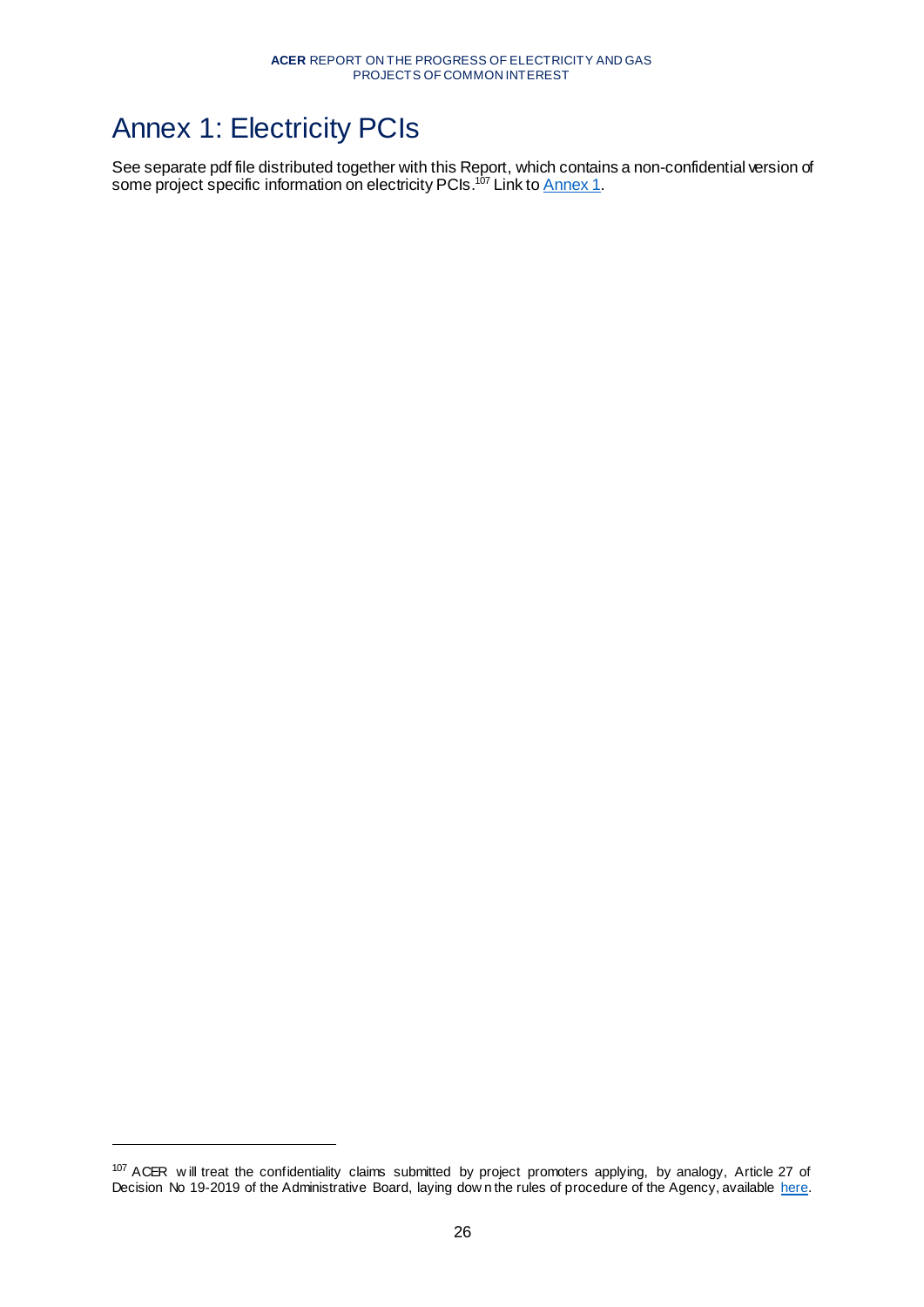# Annex 1: Electricity PCIs

See separate pdf file distributed together with this Report, which contains a non-confidential version of some project specific information on electricity PCIs.[107] Link to Annex 1.

[107] ACER will treat the confidentiality claims submitted by project promoters applying, by analogy, Article 27 of Decision No 19-2019 of the Administrative Board, laying down the rules of procedure of the Agency, available here.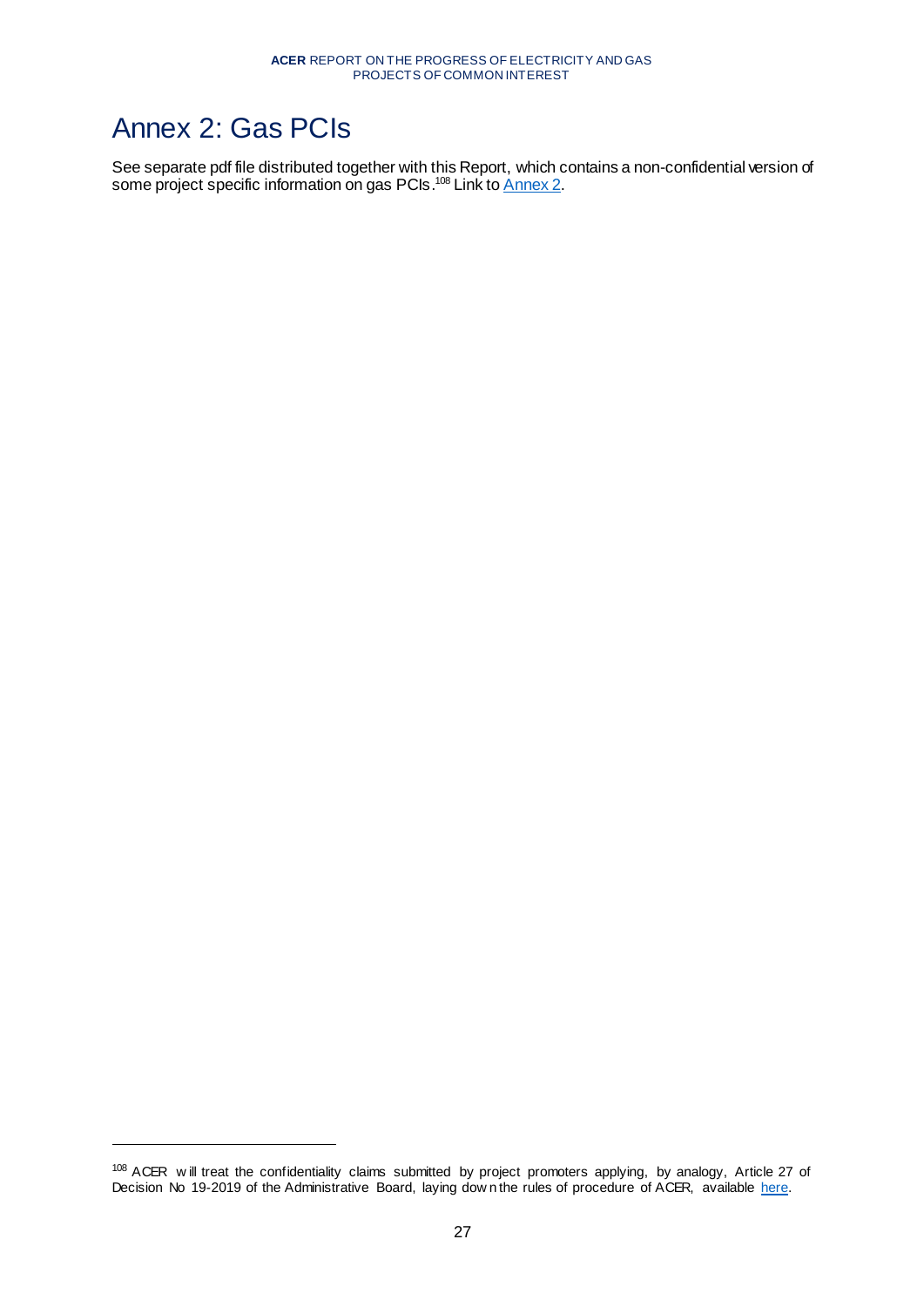# Annex 2: Gas PCIs

See separate pdf file distributed together with this Report, which contains a non-confidential version of some project specific information on gas PCIs.[108] Link to Annex 2.

[108] ACER will treat the confidentiality claims submitted by project promoters applying, by analogy, Article 27 of Decision No 19-2019 of the Administrative Board, laying down the rules of procedure of ACER, available here.